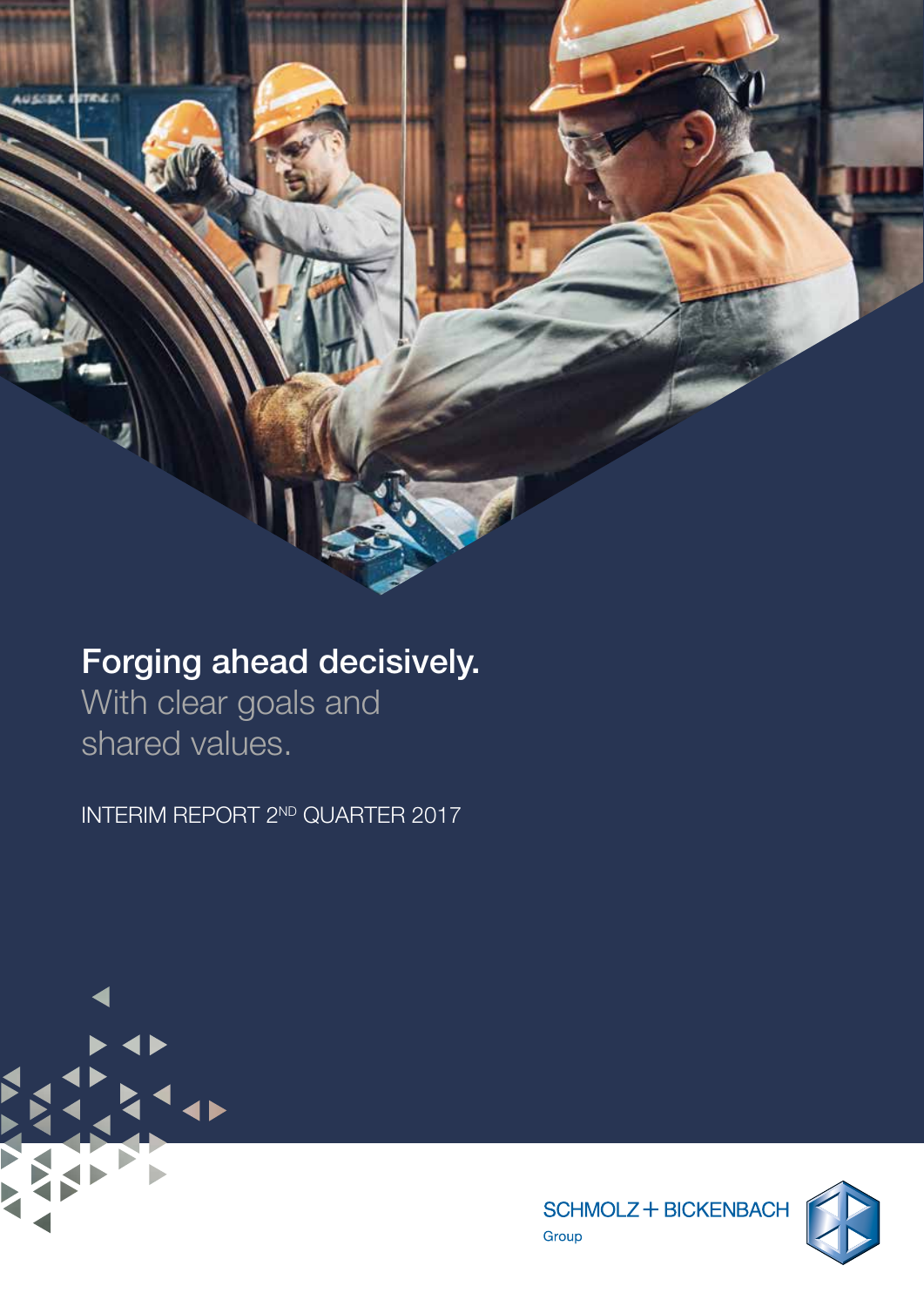# Forging ahead decisively.

With clear goals and shared values.

INTERIM REPORT 2ND QUARTER 2017

SCHMOLZ + BICKENBACH

Group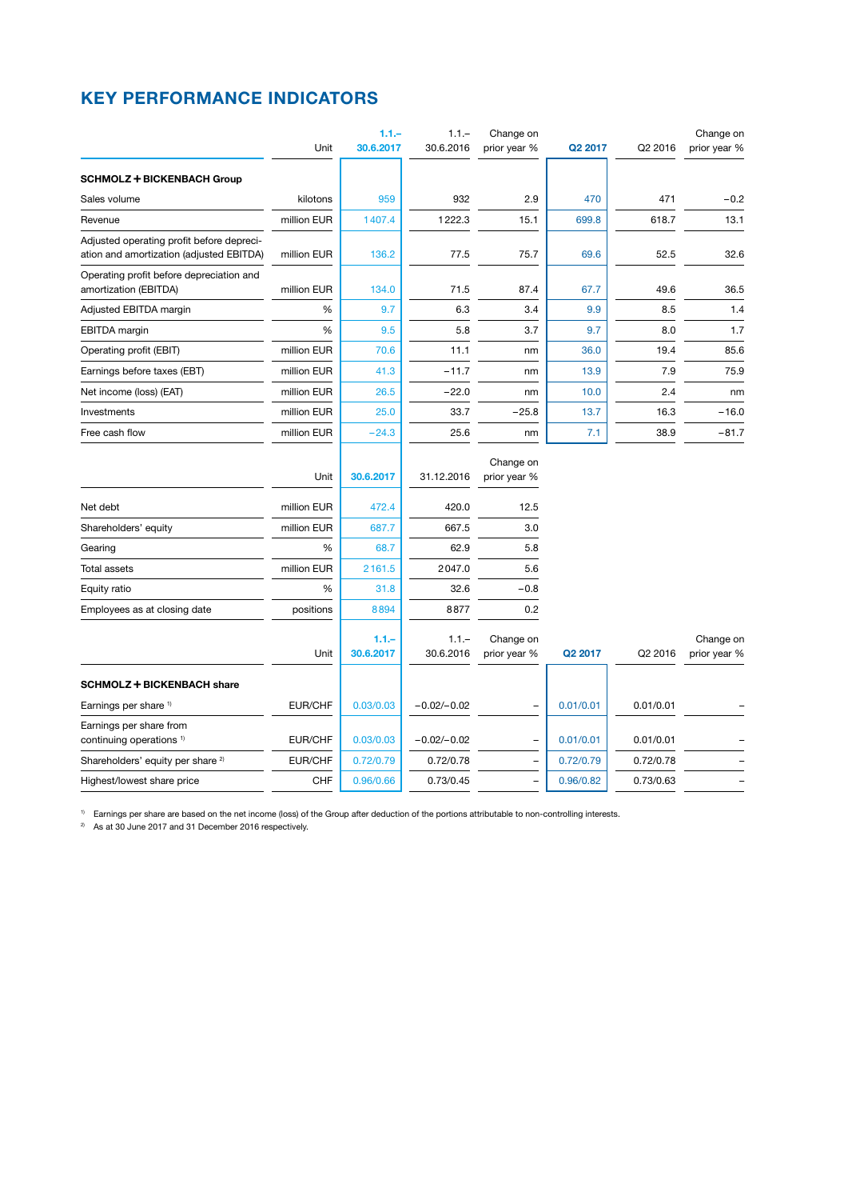## KEY PERFORMANCE INDICATORS

| | Unit | 1.1.– 30.6.2017 | 1.1.– 30.6.2016 | Change on prior year % | Q2 2017 | Q2 2016 | Change on prior year % |
|---|---|---|---|---|---|---|---|
| **SCHMOLZ + BICKENBACH Group** | | | | | | | |
| Sales volume | kilotons | 959 | 932 | 2.9 | 470 | 471 | −0.2 |
| Revenue | million EUR | 1 407.4 | 1 222.3 | 15.1 | 699.8 | 618.7 | 13.1 |
| Adjusted operating profit before depreciation and amortization (adjusted EBITDA) | million EUR | 136.2 | 77.5 | 75.7 | 69.6 | 52.5 | 32.6 |
| Operating profit before depreciation and amortization (EBITDA) | million EUR | 134.0 | 71.5 | 87.4 | 67.7 | 49.6 | 36.5 |
| Adjusted EBITDA margin | % | 9.7 | 6.3 | 3.4 | 9.9 | 8.5 | 1.4 |
| EBITDA margin | % | 9.5 | 5.8 | 3.7 | 9.7 | 8.0 | 1.7 |
| Operating profit (EBIT) | million EUR | 70.6 | 11.1 | nm | 36.0 | 19.4 | 85.6 |
| Earnings before taxes (EBT) | million EUR | 41.3 | −11.7 | nm | 13.9 | 7.9 | 75.9 |
| Net income (loss) (EAT) | million EUR | 26.5 | −22.0 | nm | 10.0 | 2.4 | nm |
| Investments | million EUR | 25.0 | 33.7 | −25.8 | 13.7 | 16.3 | −16.0 |
| Free cash flow | million EUR | −24.3 | 25.6 | nm | 7.1 | 38.9 | −81.7 |

| | Unit | 30.6.2017 | 31.12.2016 | Change on prior year % |
|---|---|---|---|---|
| Net debt | million EUR | 472.4 | 420.0 | 12.5 |
| Shareholders' equity | million EUR | 687.7 | 667.5 | 3.0 |
| Gearing | % | 68.7 | 62.9 | 5.8 |
| Total assets | million EUR | 2 161.5 | 2 047.0 | 5.6 |
| Equity ratio | % | 31.8 | 32.6 | −0.8 |
| Employees as at closing date | positions | 8 894 | 8 877 | 0.2 |

| | Unit | 1.1.– 30.6.2017 | 1.1.– 30.6.2016 | Change on prior year % | Q2 2017 | Q2 2016 | Change on prior year % |
|---|---|---|---|---|---|---|---|
| **SCHMOLZ + BICKENBACH share** | | | | | | | |
| Earnings per share [1] | EUR/CHF | 0.03/0.03 | −0.02/−0.02 | – | 0.01/0.01 | 0.01/0.01 | – |
| Earnings per share from continuing operations [1] | EUR/CHF | 0.03/0.03 | −0.02/−0.02 | – | 0.01/0.01 | 0.01/0.01 | – |
| Shareholders' equity per share [2] | EUR/CHF | 0.72/0.79 | 0.72/0.78 | – | 0.72/0.79 | 0.72/0.78 | – |
| Highest/lowest share price | CHF | 0.96/0.66 | 0.73/0.45 | – | 0.96/0.82 | 0.73/0.63 | – |

[1] Earnings per share are based on the net income (loss) of the Group after deduction of the portions attributable to non-controlling interests.

[2] As at 30 June 2017 and 31 December 2016 respectively.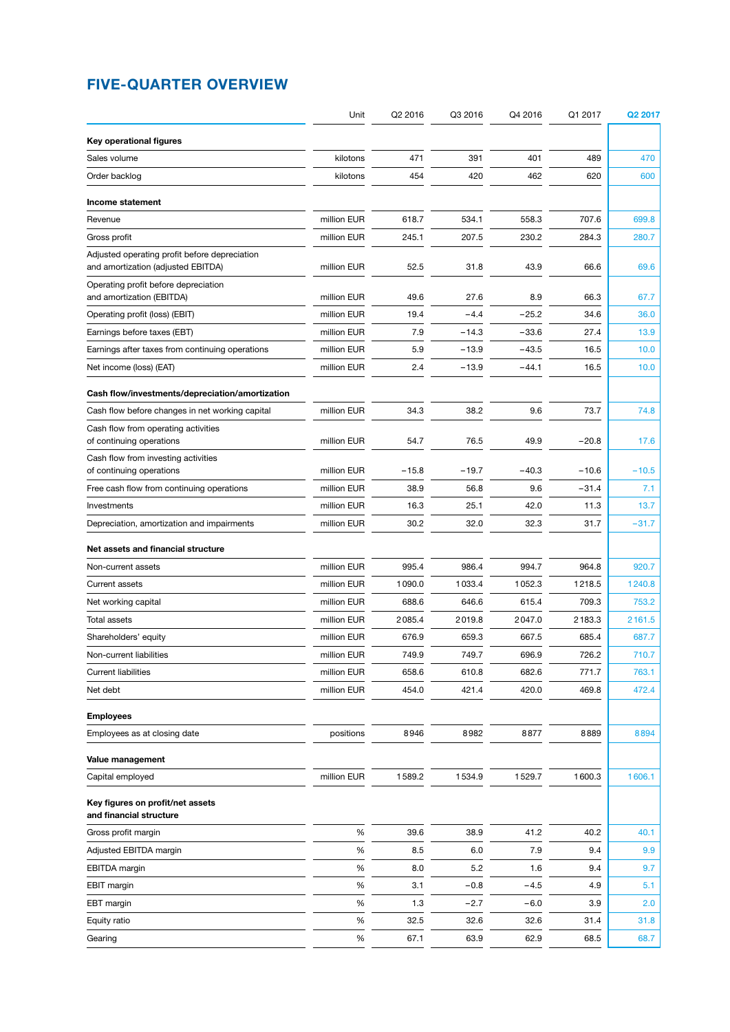# FIVE-QUARTER OVERVIEW

| | Unit | Q2 2016 | Q3 2016 | Q4 2016 | Q1 2017 | Q2 2017 |
|---|---|---|---|---|---|---|
| **Key operational figures** | | | | | | |
| Sales volume | kilotons | 471 | 391 | 401 | 489 | 470 |
| Order backlog | kilotons | 454 | 420 | 462 | 620 | 600 |
| **Income statement** | | | | | | |
| Revenue | million EUR | 618.7 | 534.1 | 558.3 | 707.6 | 699.8 |
| Gross profit | million EUR | 245.1 | 207.5 | 230.2 | 284.3 | 280.7 |
| Adjusted operating profit before depreciation and amortization (adjusted EBITDA) | million EUR | 52.5 | 31.8 | 43.9 | 66.6 | 69.6 |
| Operating profit before depreciation and amortization (EBITDA) | million EUR | 49.6 | 27.6 | 8.9 | 66.3 | 67.7 |
| Operating profit (loss) (EBIT) | million EUR | 19.4 | −4.4 | −25.2 | 34.6 | 36.0 |
| Earnings before taxes (EBT) | million EUR | 7.9 | −14.3 | −33.6 | 27.4 | 13.9 |
| Earnings after taxes from continuing operations | million EUR | 5.9 | −13.9 | −43.5 | 16.5 | 10.0 |
| Net income (loss) (EAT) | million EUR | 2.4 | −13.9 | −44.1 | 16.5 | 10.0 |
| **Cash flow/investments/depreciation/amortization** | | | | | | |
| Cash flow before changes in net working capital | million EUR | 34.3 | 38.2 | 9.6 | 73.7 | 74.8 |
| Cash flow from operating activities of continuing operations | million EUR | 54.7 | 76.5 | 49.9 | −20.8 | 17.6 |
| Cash flow from investing activities of continuing operations | million EUR | −15.8 | −19.7 | −40.3 | −10.6 | −10.5 |
| Free cash flow from continuing operations | million EUR | 38.9 | 56.8 | 9.6 | −31.4 | 7.1 |
| Investments | million EUR | 16.3 | 25.1 | 42.0 | 11.3 | 13.7 |
| Depreciation, amortization and impairments | million EUR | 30.2 | 32.0 | 32.3 | 31.7 | −31.7 |
| **Net assets and financial structure** | | | | | | |
| Non-current assets | million EUR | 995.4 | 986.4 | 994.7 | 964.8 | 920.7 |
| Current assets | million EUR | 1 090.0 | 1 033.4 | 1 052.3 | 1 218.5 | 1 240.8 |
| Net working capital | million EUR | 688.6 | 646.6 | 615.4 | 709.3 | 753.2 |
| Total assets | million EUR | 2 085.4 | 2 019.8 | 2 047.0 | 2 183.3 | 2 161.5 |
| Shareholders' equity | million EUR | 676.9 | 659.3 | 667.5 | 685.4 | 687.7 |
| Non-current liabilities | million EUR | 749.9 | 749.7 | 696.9 | 726.2 | 710.7 |
| Current liabilities | million EUR | 658.6 | 610.8 | 682.6 | 771.7 | 763.1 |
| Net debt | million EUR | 454.0 | 421.4 | 420.0 | 469.8 | 472.4 |
| **Employees** | | | | | | |
| Employees as at closing date | positions | 8 946 | 8 982 | 8 877 | 8 889 | 8 894 |
| **Value management** | | | | | | |
| Capital employed | million EUR | 1 589.2 | 1 534.9 | 1 529.7 | 1 600.3 | 1 606.1 |
| **Key figures on profit/net assets and financial structure** | | | | | | |
| Gross profit margin | % | 39.6 | 38.9 | 41.2 | 40.2 | 40.1 |
| Adjusted EBITDA margin | % | 8.5 | 6.0 | 7.9 | 9.4 | 9.9 |
| EBITDA margin | % | 8.0 | 5.2 | 1.6 | 9.4 | 9.7 |
| EBIT margin | % | 3.1 | −0.8 | −4.5 | 4.9 | 5.1 |
| EBT margin | % | 1.3 | −2.7 | −6.0 | 3.9 | 2.0 |
| Equity ratio | % | 32.5 | 32.6 | 32.6 | 31.4 | 31.8 |
| Gearing | % | 67.1 | 63.9 | 62.9 | 68.5 | 68.7 |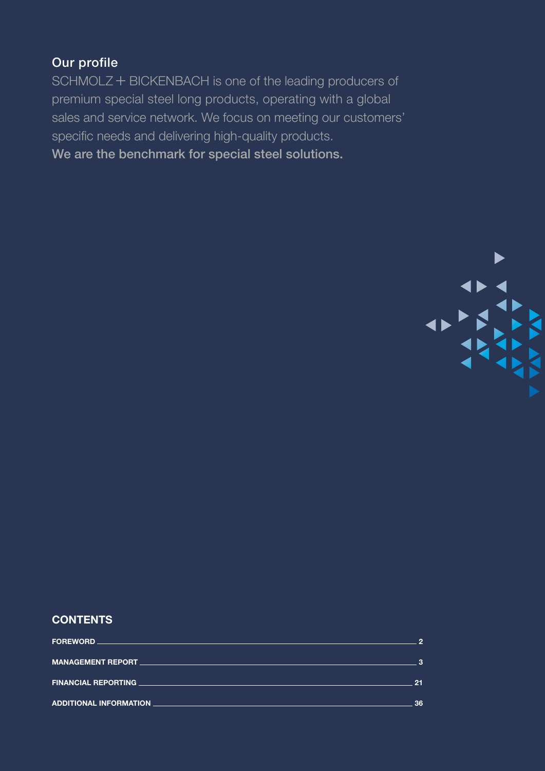## Our profile

SCHMOLZ + BICKENBACH is one of the leading producers of premium special steel long products, operating with a global sales and service network. We focus on meeting our customers' specific needs and delivering high-quality products.

**We are the benchmark for special steel solutions.**

## CONTENTS

| | |
|---|---|
| **FOREWORD** | **2** |
| **MANAGEMENT REPORT** | **3** |
| **FINANCIAL REPORTING** | **21** |
| **ADDITIONAL INFORMATION** | **36** |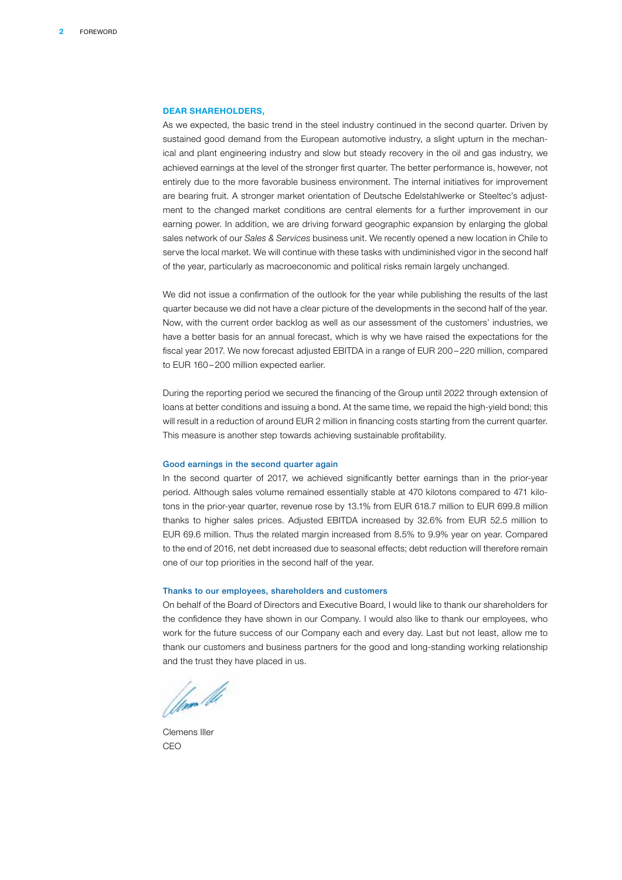## DEAR SHAREHOLDERS,

As we expected, the basic trend in the steel industry continued in the second quarter. Driven by sustained good demand from the European automotive industry, a slight upturn in the mechanical and plant engineering industry and slow but steady recovery in the oil and gas industry, we achieved earnings at the level of the stronger first quarter. The better performance is, however, not entirely due to the more favorable business environment. The internal initiatives for improvement are bearing fruit. A stronger market orientation of Deutsche Edelstahlwerke or Steeltec's adjustment to the changed market conditions are central elements for a further improvement in our earning power. In addition, we are driving forward geographic expansion by enlarging the global sales network of our *Sales & Services* business unit. We recently opened a new location in Chile to serve the local market. We will continue with these tasks with undiminished vigor in the second half of the year, particularly as macroeconomic and political risks remain largely unchanged.

We did not issue a confirmation of the outlook for the year while publishing the results of the last quarter because we did not have a clear picture of the developments in the second half of the year. Now, with the current order backlog as well as our assessment of the customers' industries, we have a better basis for an annual forecast, which is why we have raised the expectations for the fiscal year 2017. We now forecast adjusted EBITDA in a range of EUR 200–220 million, compared to EUR 160–200 million expected earlier.

During the reporting period we secured the financing of the Group until 2022 through extension of loans at better conditions and issuing a bond. At the same time, we repaid the high-yield bond; this will result in a reduction of around EUR 2 million in financing costs starting from the current quarter. This measure is another step towards achieving sustainable profitability.

### Good earnings in the second quarter again

In the second quarter of 2017, we achieved significantly better earnings than in the prior-year period. Although sales volume remained essentially stable at 470 kilotons compared to 471 kilotons in the prior-year quarter, revenue rose by 13.1% from EUR 618.7 million to EUR 699.8 million thanks to higher sales prices. Adjusted EBITDA increased by 32.6% from EUR 52.5 million to EUR 69.6 million. Thus the related margin increased from 8.5% to 9.9% year on year. Compared to the end of 2016, net debt increased due to seasonal effects; debt reduction will therefore remain one of our top priorities in the second half of the year.

### Thanks to our employees, shareholders and customers

On behalf of the Board of Directors and Executive Board, I would like to thank our shareholders for the confidence they have shown in our Company. I would also like to thank our employees, who work for the future success of our Company each and every day. Last but not least, allow me to thank our customers and business partners for the good and long-standing working relationship and the trust they have placed in us.

Clemens Iller  
CEO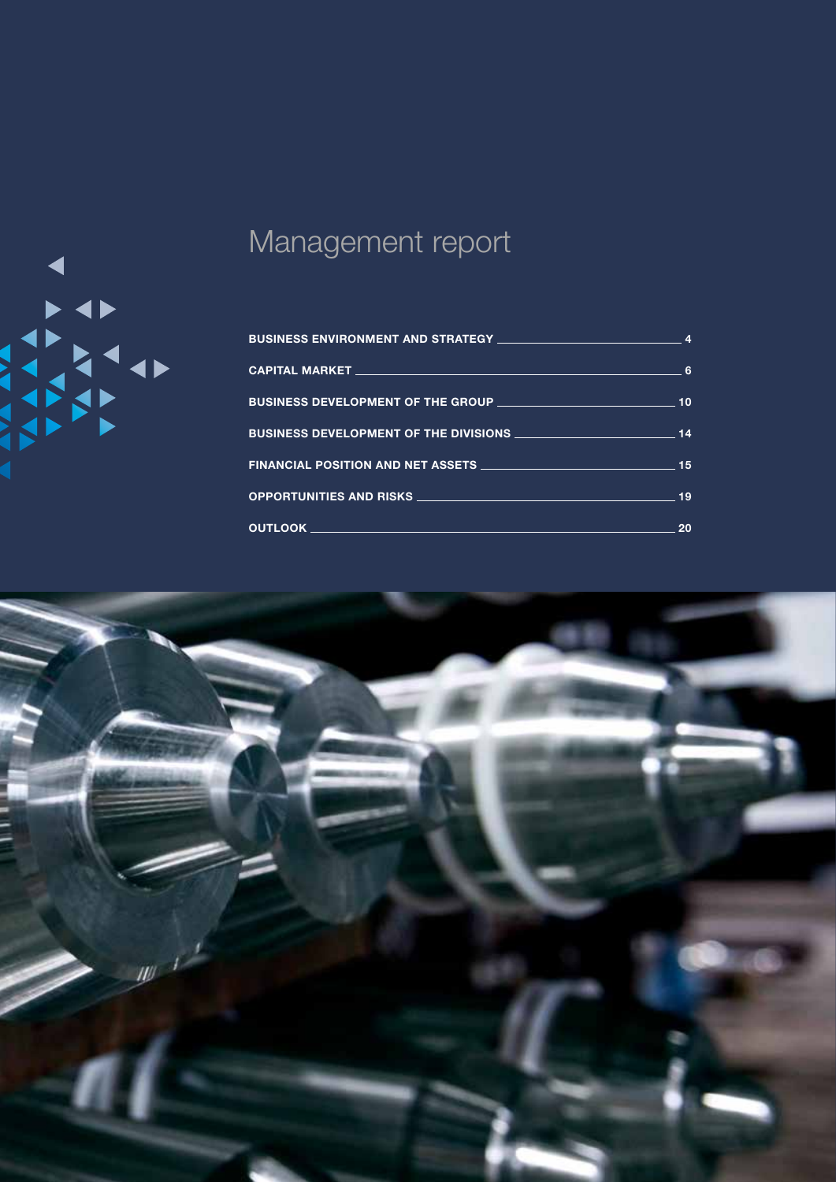# Management report

| | |
|---|---|
| BUSINESS ENVIRONMENT AND STRATEGY | 4 |
| CAPITAL MARKET | 6 |
| BUSINESS DEVELOPMENT OF THE GROUP | 10 |
| BUSINESS DEVELOPMENT OF THE DIVISIONS | 14 |
| FINANCIAL POSITION AND NET ASSETS | 15 |
| OPPORTUNITIES AND RISKS | 19 |
| OUTLOOK | 20 |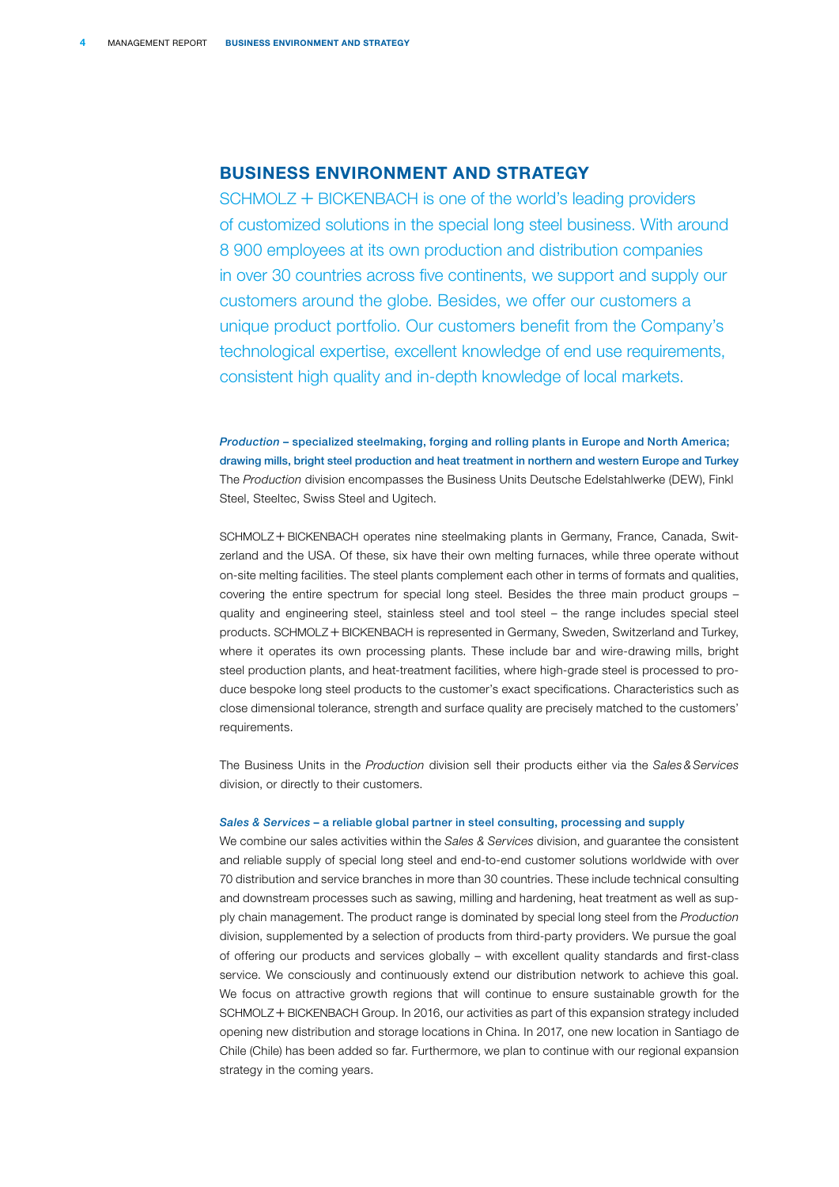# BUSINESS ENVIRONMENT AND STRATEGY

SCHMOLZ + BICKENBACH is one of the world's leading providers of customized solutions in the special long steel business. With around 8 900 employees at its own production and distribution companies in over 30 countries across five continents, we support and supply our customers around the globe. Besides, we offer our customers a unique product portfolio. Our customers benefit from the Company's technological expertise, excellent knowledge of end use requirements, consistent high quality and in-depth knowledge of local markets.

***Production* – specialized steelmaking, forging and rolling plants in Europe and North America; drawing mills, bright steel production and heat treatment in northern and western Europe and Turkey**

The *Production* division encompasses the Business Units Deutsche Edelstahlwerke (DEW), Finkl Steel, Steeltec, Swiss Steel and Ugitech.

SCHMOLZ + BICKENBACH operates nine steelmaking plants in Germany, France, Canada, Switzerland and the USA. Of these, six have their own melting furnaces, while three operate without on-site melting facilities. The steel plants complement each other in terms of formats and qualities, covering the entire spectrum for special long steel. Besides the three main product groups – quality and engineering steel, stainless steel and tool steel – the range includes special steel products. SCHMOLZ + BICKENBACH is represented in Germany, Sweden, Switzerland and Turkey, where it operates its own processing plants. These include bar and wire-drawing mills, bright steel production plants, and heat-treatment facilities, where high-grade steel is processed to produce bespoke long steel products to the customer's exact specifications. Characteristics such as close dimensional tolerance, strength and surface quality are precisely matched to the customers' requirements.

The Business Units in the *Production* division sell their products either via the *Sales & Services* division, or directly to their customers.

***Sales & Services* – a reliable global partner in steel consulting, processing and supply**

We combine our sales activities within the *Sales & Services* division, and guarantee the consistent and reliable supply of special long steel and end-to-end customer solutions worldwide with over 70 distribution and service branches in more than 30 countries. These include technical consulting and downstream processes such as sawing, milling and hardening, heat treatment as well as supply chain management. The product range is dominated by special long steel from the *Production* division, supplemented by a selection of products from third-party providers. We pursue the goal of offering our products and services globally – with excellent quality standards and first-class service. We consciously and continuously extend our distribution network to achieve this goal. We focus on attractive growth regions that will continue to ensure sustainable growth for the SCHMOLZ + BICKENBACH Group. In 2016, our activities as part of this expansion strategy included opening new distribution and storage locations in China. In 2017, one new location in Santiago de Chile (Chile) has been added so far. Furthermore, we plan to continue with our regional expansion strategy in the coming years.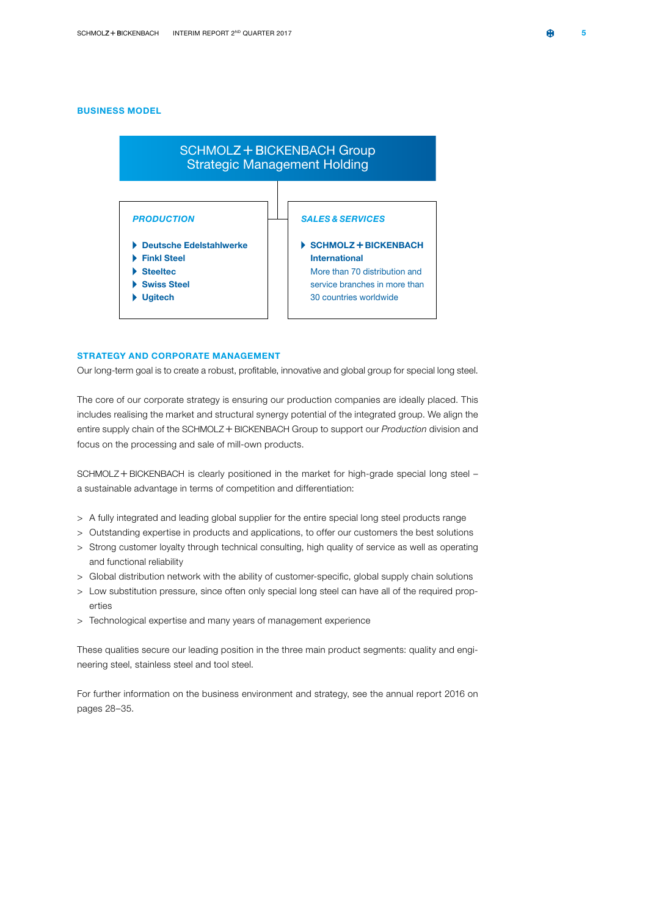## BUSINESS MODEL

**SCHMOLZ + BICKENBACH Group**
**Strategic Management Holding**

| *PRODUCTION* | *SALES & SERVICES* |
| --- | --- |
| **Deutsche Edelstahlwerke**<br>**Finkl Steel**<br>**Steeltec**<br>**Swiss Steel**<br>**Ugitech** | **SCHMOLZ + BICKENBACH International**<br>More than 70 distribution and service branches in more than 30 countries worldwide |

## STRATEGY AND CORPORATE MANAGEMENT

Our long-term goal is to create a robust, profitable, innovative and global group for special long steel.

The core of our corporate strategy is ensuring our production companies are ideally placed. This includes realising the market and structural synergy potential of the integrated group. We align the entire supply chain of the SCHMOLZ + BICKENBACH Group to support our *Production* division and focus on the processing and sale of mill-own products.

SCHMOLZ + BICKENBACH is clearly positioned in the market for high-grade special long steel – a sustainable advantage in terms of competition and differentiation:

> A fully integrated and leading global supplier for the entire special long steel products range
> Outstanding expertise in products and applications, to offer our customers the best solutions
> Strong customer loyalty through technical consulting, high quality of service as well as operating and functional reliability
> Global distribution network with the ability of customer-specific, global supply chain solutions
> Low substitution pressure, since often only special long steel can have all of the required properties
> Technological expertise and many years of management experience

These qualities secure our leading position in the three main product segments: quality and engineering steel, stainless steel and tool steel.

For further information on the business environment and strategy, see the annual report 2016 on pages 28–35.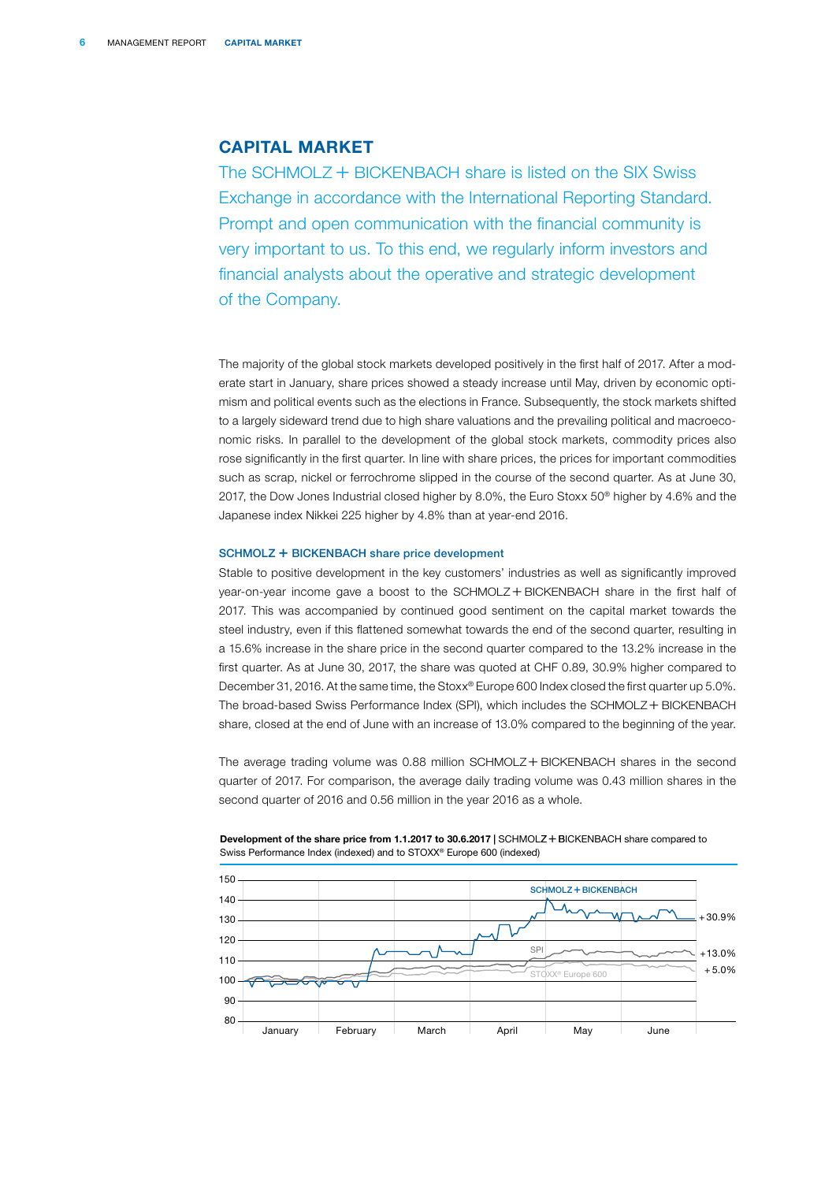# CAPITAL MARKET

The SCHMOLZ + BICKENBACH share is listed on the SIX Swiss Exchange in accordance with the International Reporting Standard. Prompt and open communication with the financial community is very important to us. To this end, we regularly inform investors and financial analysts about the operative and strategic development of the Company.

The majority of the global stock markets developed positively in the first half of 2017. After a moderate start in January, share prices showed a steady increase until May, driven by economic optimism and political events such as the elections in France. Subsequently, the stock markets shifted to a largely sideward trend due to high share valuations and the prevailing political and macroeconomic risks. In parallel to the development of the global stock markets, commodity prices also rose significantly in the first quarter. In line with share prices, the prices for important commodities such as scrap, nickel or ferrochrome slipped in the course of the second quarter. As at June 30, 2017, the Dow Jones Industrial closed higher by 8.0%, the Euro Stoxx 50® higher by 4.6% and the Japanese index Nikkei 225 higher by 4.8% than at year-end 2016.

### SCHMOLZ + BICKENBACH share price development

Stable to positive development in the key customers' industries as well as significantly improved year-on-year income gave a boost to the SCHMOLZ + BICKENBACH share in the first half of 2017. This was accompanied by continued good sentiment on the capital market towards the steel industry, even if this flattened somewhat towards the end of the second quarter, resulting in a 15.6% increase in the share price in the second quarter compared to the 13.2% increase in the first quarter. As at June 30, 2017, the share was quoted at CHF 0.89, 30.9% higher compared to December 31, 2016. At the same time, the Stoxx® Europe 600 Index closed the first quarter up 5.0%. The broad-based Swiss Performance Index (SPI), which includes the SCHMOLZ + BICKENBACH share, closed at the end of June with an increase of 13.0% compared to the beginning of the year.

The average trading volume was 0.88 million SCHMOLZ + BICKENBACH shares in the second quarter of 2017. For comparison, the average daily trading volume was 0.43 million shares in the second quarter of 2016 and 0.56 million in the year 2016 as a whole.

**Development of the share price from 1.1.2017 to 30.6.2017** | SCHMOLZ + BICKENBACH share compared to Swiss Performance Index (indexed) and to STOXX® Europe 600 (indexed)

SCHMOLZ + BICKENBACH +30.9%; SPI +13.0%; STOXX® Europe 600 +5.0%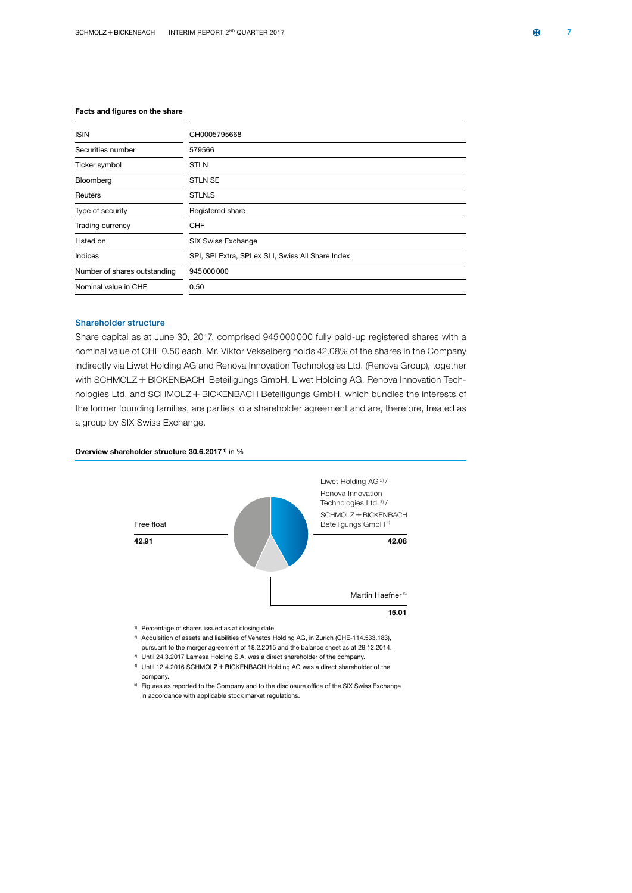**Facts and figures on the share**

| | |
|---|---|
| ISIN | CH0005795668 |
| Securities number | 579566 |
| Ticker symbol | STLN |
| Bloomberg | STLN SE |
| Reuters | STLN.S |
| Type of security | Registered share |
| Trading currency | CHF |
| Listed on | SIX Swiss Exchange |
| Indices | SPI, SPI Extra, SPI ex SLI, Swiss All Share Index |
| Number of shares outstanding | 945 000 000 |
| Nominal value in CHF | 0.50 |

## Shareholder structure

Share capital as at June 30, 2017, comprised 945 000 000 fully paid-up registered shares with a nominal value of CHF 0.50 each. Mr. Viktor Vekselberg holds 42.08% of the shares in the Company indirectly via Liwet Holding AG and Renova Innovation Technologies Ltd. (Renova Group), together with SCHMOLZ + BICKENBACH Beteiligungs GmbH. Liwet Holding AG, Renova Innovation Technologies Ltd. and SCHMOLZ + BICKENBACH Beteiligungs GmbH, which bundles the interests of the former founding families, are parties to a shareholder agreement and are, therefore, treated as a group by SIX Swiss Exchange.

**Overview shareholder structure 30.6.2017** [1] in %

| Shareholder | % |
|---|---|
| Liwet Holding AG [2] / Renova Innovation Technologies Ltd. [3] / SCHMOLZ + BICKENBACH Beteiligungs GmbH [4] | 42.08 |
| Martin Haefner [5] | 15.01 |
| Free float | 42.91 |

[1] Percentage of shares issued as at closing date.

[2] Acquisition of assets and liabilities of Venetos Holding AG, in Zurich (CHE-114.533.183), pursuant to the merger agreement of 18.2.2015 and the balance sheet as at 29.12.2014.

[3] Until 24.3.2017 Lamesa Holding S.A. was a direct shareholder of the company.

[4] Until 12.4.2016 SCHMOLZ + BICKENBACH Holding AG was a direct shareholder of the company.

[5] Figures as reported to the Company and to the disclosure office of the SIX Swiss Exchange in accordance with applicable stock market regulations.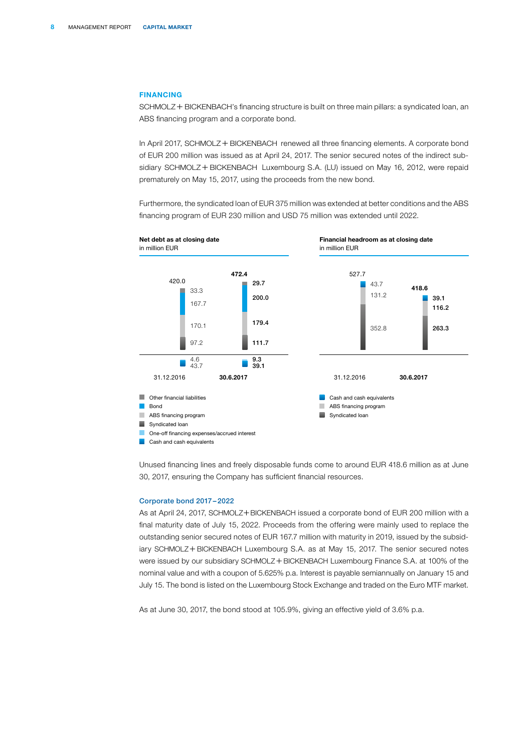## FINANCING

SCHMOLZ + BICKENBACH's financing structure is built on three main pillars: a syndicated loan, an ABS financing program and a corporate bond.

In April 2017, SCHMOLZ + BICKENBACH renewed all three financing elements. A corporate bond of EUR 200 million was issued as at April 24, 2017. The senior secured notes of the indirect subsidiary SCHMOLZ + BICKENBACH Luxembourg S.A. (LU) issued on May 16, 2012, were repaid prematurely on May 15, 2017, using the proceeds from the new bond.

Furthermore, the syndicated loan of EUR 375 million was extended at better conditions and the ABS financing program of EUR 230 million and USD 75 million was extended until 2022.

**Net debt as at closing date**
in million EUR

| | 31.12.2016 | 30.6.2017 |
|---|---|---|
| Other financial liabilities | 33.3 | 29.7 |
| Bond | 167.7 | 200.0 |
| ABS financing program | 170.1 | 179.4 |
| Syndicated loan | 97.2 | 111.7 |
| One-off financing expenses/accrued interest | 4.6 | 9.3 |
| Cash and cash equivalents | 43.7 | 39.1 |
| **Total** | 420.0 | 472.4 |

**Financial headroom as at closing date**
in million EUR

| | 31.12.2016 | 30.6.2017 |
|---|---|---|
| Cash and cash equivalents | 43.7 | 39.1 |
| ABS financing program | 131.2 | 116.2 |
| Syndicated loan | 352.8 | 263.3 |
| **Total** | 527.7 | 418.6 |

Unused financing lines and freely disposable funds come to around EUR 418.6 million as at June 30, 2017, ensuring the Company has sufficient financial resources.

### Corporate bond 2017 – 2022

As at April 24, 2017, SCHMOLZ + BICKENBACH issued a corporate bond of EUR 200 million with a final maturity date of July 15, 2022. Proceeds from the offering were mainly used to replace the outstanding senior secured notes of EUR 167.7 million with maturity in 2019, issued by the subsidiary SCHMOLZ + BICKENBACH Luxembourg S.A. as at May 15, 2017. The senior secured notes were issued by our subsidiary SCHMOLZ + BICKENBACH Luxembourg Finance S.A. at 100% of the nominal value and with a coupon of 5.625% p.a. Interest is payable semiannually on January 15 and July 15. The bond is listed on the Luxembourg Stock Exchange and traded on the Euro MTF market.

As at June 30, 2017, the bond stood at 105.9%, giving an effective yield of 3.6% p.a.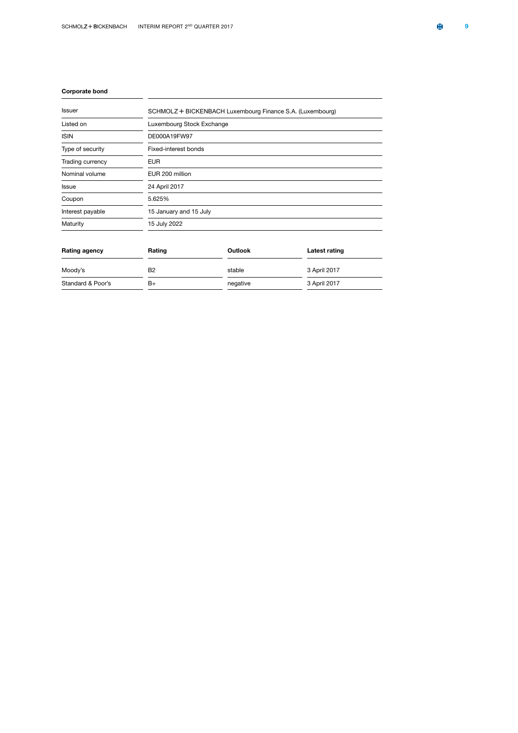### Corporate bond

| | |
|---|---|
| Issuer | SCHMOLZ + BICKENBACH Luxembourg Finance S.A. (Luxembourg) |
| Listed on | Luxembourg Stock Exchange |
| ISIN | DE000A19FW97 |
| Type of security | Fixed-interest bonds |
| Trading currency | EUR |
| Nominal volume | EUR 200 million |
| Issue | 24 April 2017 |
| Coupon | 5.625% |
| Interest payable | 15 January and 15 July |
| Maturity | 15 July 2022 |

| Rating agency | Rating | Outlook | Latest rating |
|---|---|---|---|
| Moody's | B2 | stable | 3 April 2017 |
| Standard & Poor's | B+ | negative | 3 April 2017 |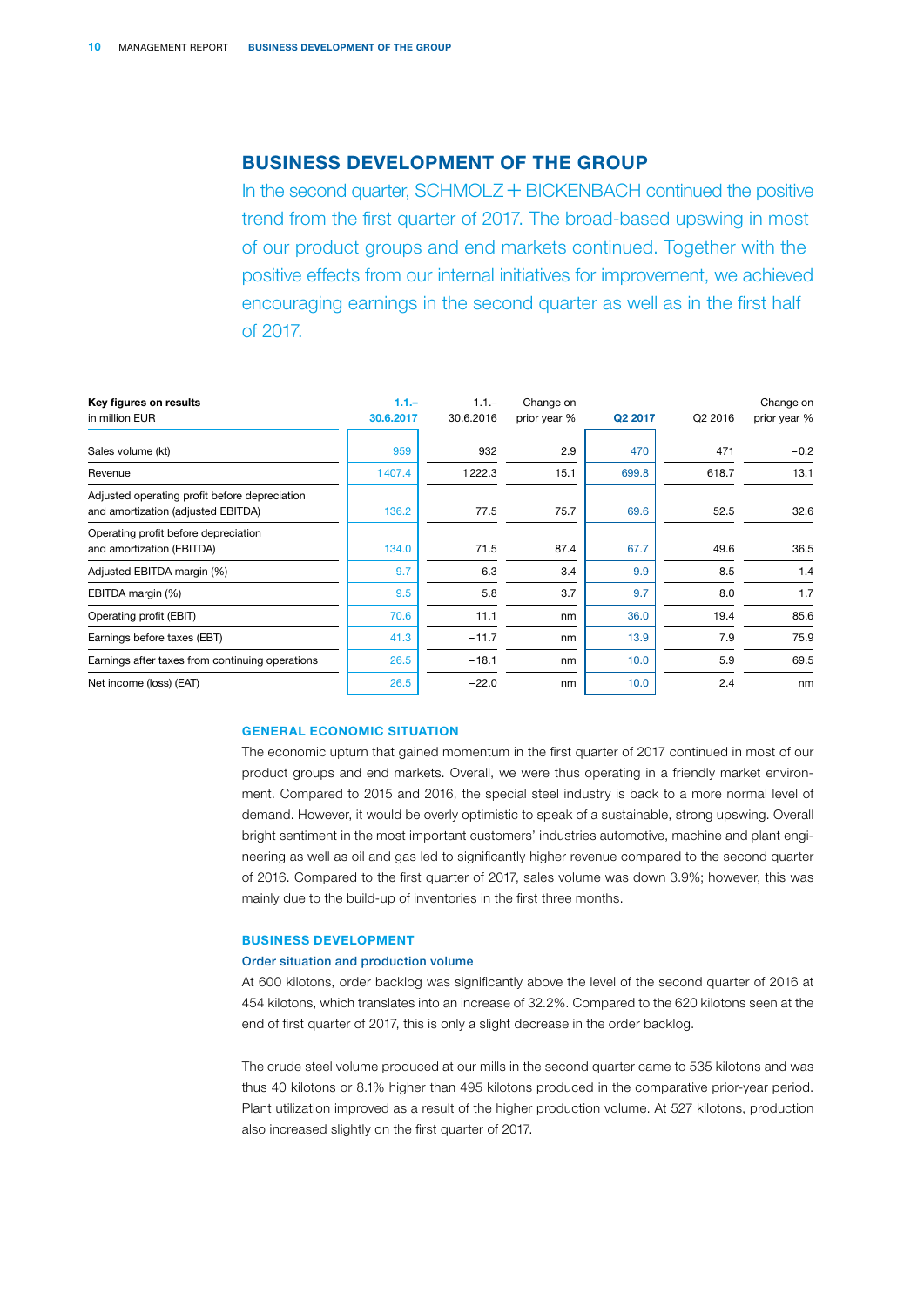## BUSINESS DEVELOPMENT OF THE GROUP

In the second quarter, SCHMOLZ + BICKENBACH continued the positive trend from the first quarter of 2017. The broad-based upswing in most of our product groups and end markets continued. Together with the positive effects from our internal initiatives for improvement, we achieved encouraging earnings in the second quarter as well as in the first half of 2017.

| **Key figures on results** in million EUR | **1.1.– 30.6.2017** | 1.1.– 30.6.2016 | Change on prior year % | **Q2 2017** | Q2 2016 | Change on prior year % |
|---|---|---|---|---|---|---|
| Sales volume (kt) | 959 | 932 | 2.9 | 470 | 471 | −0.2 |
| Revenue | 1 407.4 | 1 222.3 | 15.1 | 699.8 | 618.7 | 13.1 |
| Adjusted operating profit before depreciation and amortization (adjusted EBITDA) | 136.2 | 77.5 | 75.7 | 69.6 | 52.5 | 32.6 |
| Operating profit before depreciation and amortization (EBITDA) | 134.0 | 71.5 | 87.4 | 67.7 | 49.6 | 36.5 |
| Adjusted EBITDA margin (%) | 9.7 | 6.3 | 3.4 | 9.9 | 8.5 | 1.4 |
| EBITDA margin (%) | 9.5 | 5.8 | 3.7 | 9.7 | 8.0 | 1.7 |
| Operating profit (EBIT) | 70.6 | 11.1 | nm | 36.0 | 19.4 | 85.6 |
| Earnings before taxes (EBT) | 41.3 | −11.7 | nm | 13.9 | 7.9 | 75.9 |
| Earnings after taxes from continuing operations | 26.5 | −18.1 | nm | 10.0 | 5.9 | 69.5 |
| Net income (loss) (EAT) | 26.5 | −22.0 | nm | 10.0 | 2.4 | nm |

### GENERAL ECONOMIC SITUATION

The economic upturn that gained momentum in the first quarter of 2017 continued in most of our product groups and end markets. Overall, we were thus operating in a friendly market environment. Compared to 2015 and 2016, the special steel industry is back to a more normal level of demand. However, it would be overly optimistic to speak of a sustainable, strong upswing. Overall bright sentiment in the most important customers' industries automotive, machine and plant engineering as well as oil and gas led to significantly higher revenue compared to the second quarter of 2016. Compared to the first quarter of 2017, sales volume was down 3.9%; however, this was mainly due to the build-up of inventories in the first three months.

### BUSINESS DEVELOPMENT

#### Order situation and production volume

At 600 kilotons, order backlog was significantly above the level of the second quarter of 2016 at 454 kilotons, which translates into an increase of 32.2%. Compared to the 620 kilotons seen at the end of first quarter of 2017, this is only a slight decrease in the order backlog.

The crude steel volume produced at our mills in the second quarter came to 535 kilotons and was thus 40 kilotons or 8.1% higher than 495 kilotons produced in the comparative prior-year period. Plant utilization improved as a result of the higher production volume. At 527 kilotons, production also increased slightly on the first quarter of 2017.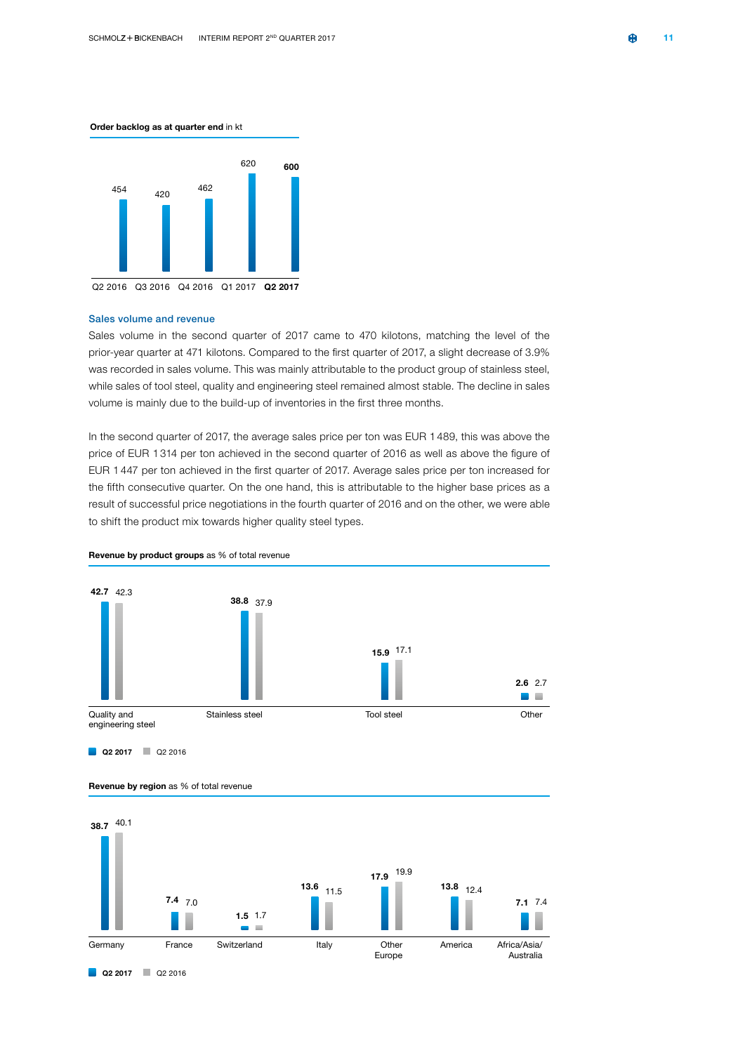**Order backlog as at quarter end** in kt

| Q2 2016 | Q3 2016 | Q4 2016 | Q1 2017 | **Q2 2017** |
|---|---|---|---|---|
| 454 | 420 | 462 | 620 | **600** |

## Sales volume and revenue

Sales volume in the second quarter of 2017 came to 470 kilotons, matching the level of the prior-year quarter at 471 kilotons. Compared to the first quarter of 2017, a slight decrease of 3.9% was recorded in sales volume. This was mainly attributable to the product group of stainless steel, while sales of tool steel, quality and engineering steel remained almost stable. The decline in sales volume is mainly due to the build-up of inventories in the first three months.

In the second quarter of 2017, the average sales price per ton was EUR 1 489, this was above the price of EUR 1 314 per ton achieved in the second quarter of 2016 as well as above the figure of EUR 1 447 per ton achieved in the first quarter of 2017. Average sales price per ton increased for the fifth consecutive quarter. On the one hand, this is attributable to the higher base prices as a result of successful price negotiations in the fourth quarter of 2016 and on the other, we were able to shift the product mix towards higher quality steel types.

**Revenue by product groups** as % of total revenue

| | **Q2 2017** | Q2 2016 |
|---|---|---|
| Quality and engineering steel | **42.7** | 42.3 |
| Stainless steel | **38.8** | 37.9 |
| Tool steel | **15.9** | 17.1 |
| Other | **2.6** | 2.7 |

**Revenue by region** as % of total revenue

| | **Q2 2017** | Q2 2016 |
|---|---|---|
| Germany | **38.7** | 40.1 |
| France | **7.4** | 7.0 |
| Switzerland | **1.5** | 1.7 |
| Italy | **13.6** | 11.5 |
| Other Europe | **17.9** | 19.9 |
| America | **13.8** | 12.4 |
| Africa/Asia/Australia | **7.1** | 7.4 |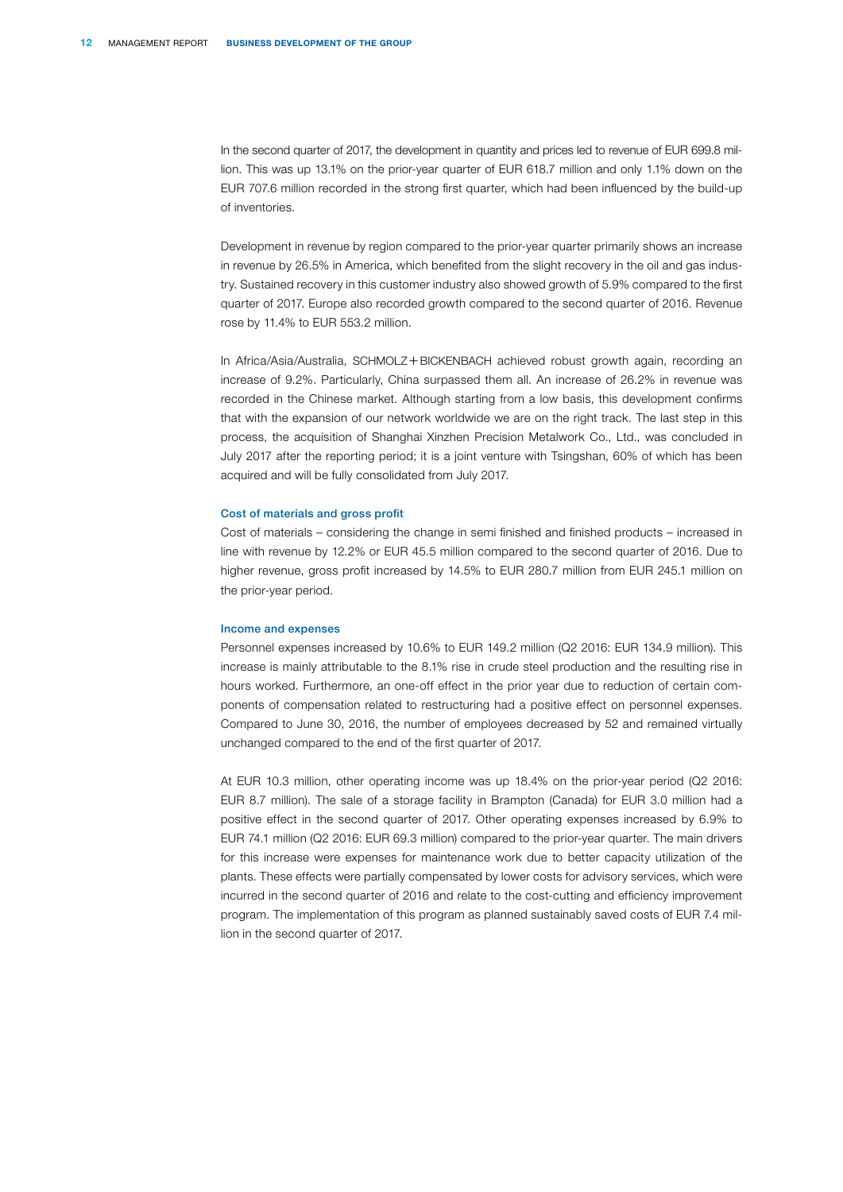In the second quarter of 2017, the development in quantity and prices led to revenue of EUR 699.8 million. This was up 13.1% on the prior-year quarter of EUR 618.7 million and only 1.1% down on the EUR 707.6 million recorded in the strong first quarter, which had been influenced by the build-up of inventories.

Development in revenue by region compared to the prior-year quarter primarily shows an increase in revenue by 26.5% in America, which benefited from the slight recovery in the oil and gas industry. Sustained recovery in this customer industry also showed growth of 5.9% compared to the first quarter of 2017. Europe also recorded growth compared to the second quarter of 2016. Revenue rose by 11.4% to EUR 553.2 million.

In Africa/Asia/Australia, SCHMOLZ+BICKENBACH achieved robust growth again, recording an increase of 9.2%. Particularly, China surpassed them all. An increase of 26.2% in revenue was recorded in the Chinese market. Although starting from a low basis, this development confirms that with the expansion of our network worldwide we are on the right track. The last step in this process, the acquisition of Shanghai Xinzhen Precision Metalwork Co., Ltd., was concluded in July 2017 after the reporting period; it is a joint venture with Tsingshan, 60% of which has been acquired and will be fully consolidated from July 2017.

### Cost of materials and gross profit

Cost of materials – considering the change in semi finished and finished products – increased in line with revenue by 12.2% or EUR 45.5 million compared to the second quarter of 2016. Due to higher revenue, gross profit increased by 14.5% to EUR 280.7 million from EUR 245.1 million on the prior-year period.

### Income and expenses

Personnel expenses increased by 10.6% to EUR 149.2 million (Q2 2016: EUR 134.9 million). This increase is mainly attributable to the 8.1% rise in crude steel production and the resulting rise in hours worked. Furthermore, an one-off effect in the prior year due to reduction of certain components of compensation related to restructuring had a positive effect on personnel expenses. Compared to June 30, 2016, the number of employees decreased by 52 and remained virtually unchanged compared to the end of the first quarter of 2017.

At EUR 10.3 million, other operating income was up 18.4% on the prior-year period (Q2 2016: EUR 8.7 million). The sale of a storage facility in Brampton (Canada) for EUR 3.0 million had a positive effect in the second quarter of 2017. Other operating expenses increased by 6.9% to EUR 74.1 million (Q2 2016: EUR 69.3 million) compared to the prior-year quarter. The main drivers for this increase were expenses for maintenance work due to better capacity utilization of the plants. These effects were partially compensated by lower costs for advisory services, which were incurred in the second quarter of 2016 and relate to the cost-cutting and efficiency improvement program. The implementation of this program as planned sustainably saved costs of EUR 7.4 million in the second quarter of 2017.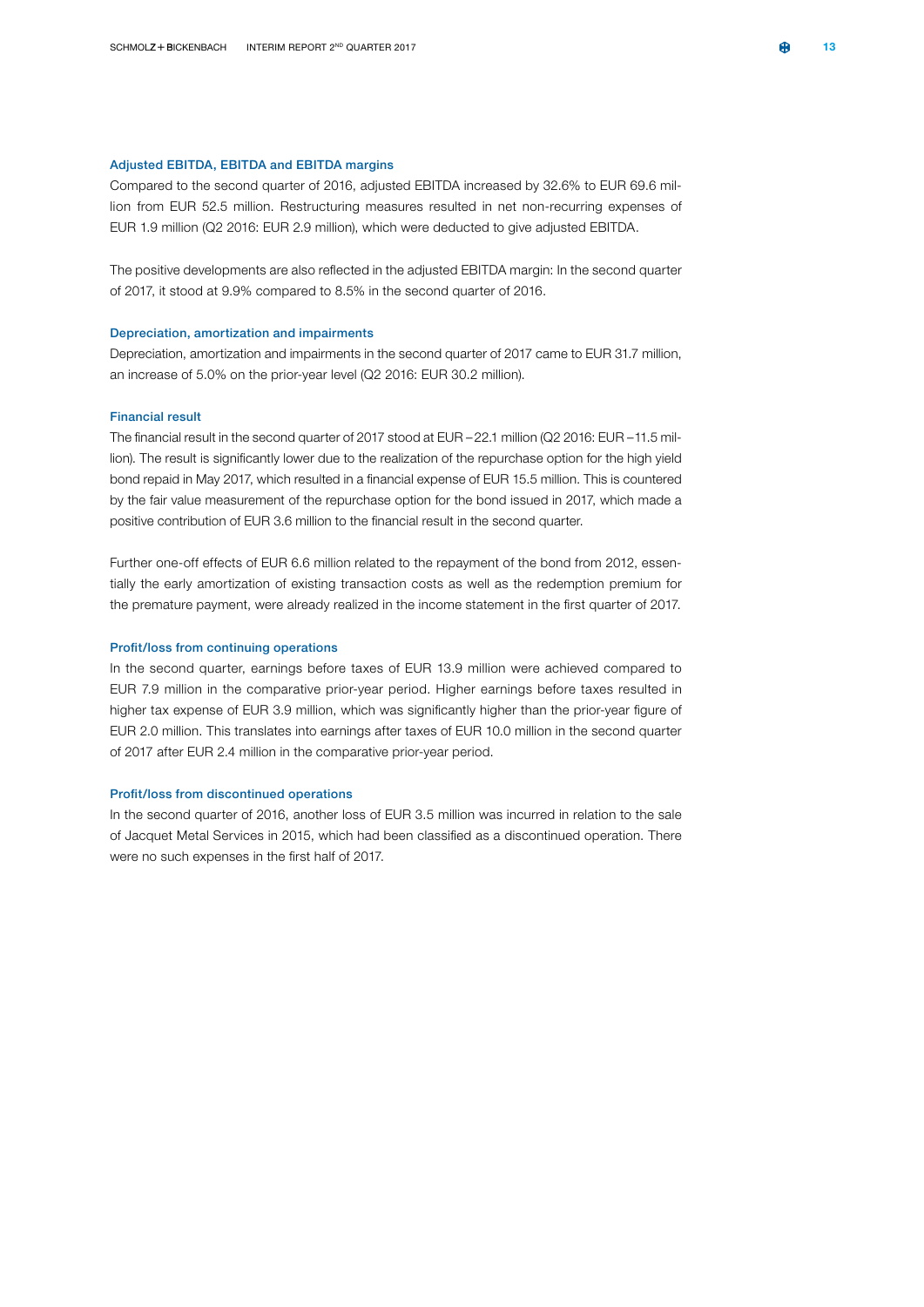### Adjusted EBITDA, EBITDA and EBITDA margins

Compared to the second quarter of 2016, adjusted EBITDA increased by 32.6% to EUR 69.6 million from EUR 52.5 million. Restructuring measures resulted in net non-recurring expenses of EUR 1.9 million (Q2 2016: EUR 2.9 million), which were deducted to give adjusted EBITDA.

The positive developments are also reflected in the adjusted EBITDA margin: In the second quarter of 2017, it stood at 9.9% compared to 8.5% in the second quarter of 2016.

### Depreciation, amortization and impairments

Depreciation, amortization and impairments in the second quarter of 2017 came to EUR 31.7 million, an increase of 5.0% on the prior-year level (Q2 2016: EUR 30.2 million).

### Financial result

The financial result in the second quarter of 2017 stood at EUR –22.1 million (Q2 2016: EUR –11.5 million). The result is significantly lower due to the realization of the repurchase option for the high yield bond repaid in May 2017, which resulted in a financial expense of EUR 15.5 million. This is countered by the fair value measurement of the repurchase option for the bond issued in 2017, which made a positive contribution of EUR 3.6 million to the financial result in the second quarter.

Further one-off effects of EUR 6.6 million related to the repayment of the bond from 2012, essentially the early amortization of existing transaction costs as well as the redemption premium for the premature payment, were already realized in the income statement in the first quarter of 2017.

### Profit/loss from continuing operations

In the second quarter, earnings before taxes of EUR 13.9 million were achieved compared to EUR 7.9 million in the comparative prior-year period. Higher earnings before taxes resulted in higher tax expense of EUR 3.9 million, which was significantly higher than the prior-year figure of EUR 2.0 million. This translates into earnings after taxes of EUR 10.0 million in the second quarter of 2017 after EUR 2.4 million in the comparative prior-year period.

### Profit/loss from discontinued operations

In the second quarter of 2016, another loss of EUR 3.5 million was incurred in relation to the sale of Jacquet Metal Services in 2015, which had been classified as a discontinued operation. There were no such expenses in the first half of 2017.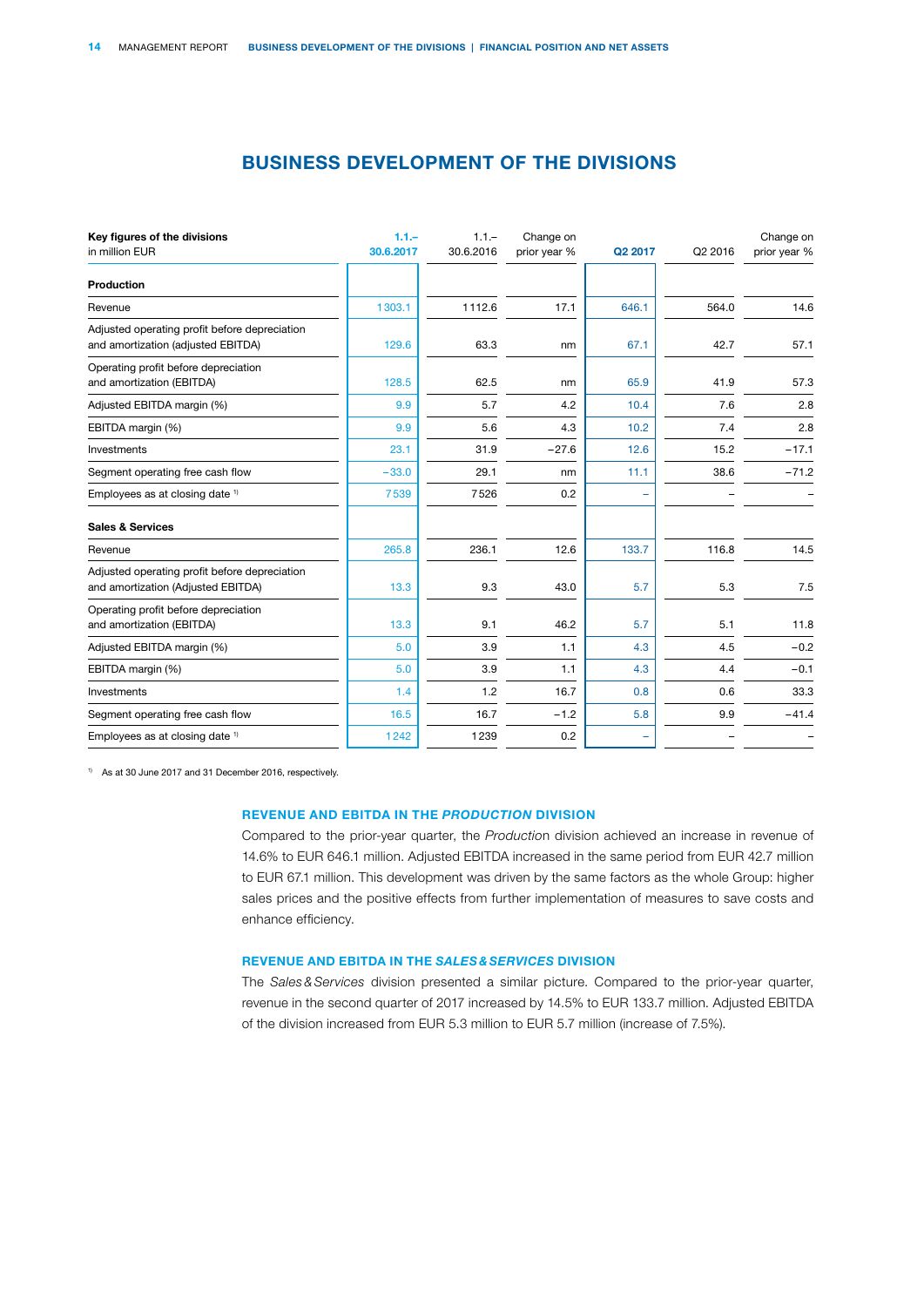# BUSINESS DEVELOPMENT OF THE DIVISIONS

| Key figures of the divisions in million EUR | 1.1.– 30.6.2017 | 1.1.– 30.6.2016 | Change on prior year % | Q2 2017 | Q2 2016 | Change on prior year % |
|---|---|---|---|---|---|---|
| **Production** | | | | | | |
| Revenue | 1303.1 | 1112.6 | 17.1 | 646.1 | 564.0 | 14.6 |
| Adjusted operating profit before depreciation and amortization (adjusted EBITDA) | 129.6 | 63.3 | nm | 67.1 | 42.7 | 57.1 |
| Operating profit before depreciation and amortization (EBITDA) | 128.5 | 62.5 | nm | 65.9 | 41.9 | 57.3 |
| Adjusted EBITDA margin (%) | 9.9 | 5.7 | 4.2 | 10.4 | 7.6 | 2.8 |
| EBITDA margin (%) | 9.9 | 5.6 | 4.3 | 10.2 | 7.4 | 2.8 |
| Investments | 23.1 | 31.9 | −27.6 | 12.6 | 15.2 | −17.1 |
| Segment operating free cash flow | −33.0 | 29.1 | nm | 11.1 | 38.6 | −71.2 |
| Employees as at closing date [1] | 7539 | 7526 | 0.2 | – | – | – |
| **Sales & Services** | | | | | | |
| Revenue | 265.8 | 236.1 | 12.6 | 133.7 | 116.8 | 14.5 |
| Adjusted operating profit before depreciation and amortization (Adjusted EBITDA) | 13.3 | 9.3 | 43.0 | 5.7 | 5.3 | 7.5 |
| Operating profit before depreciation and amortization (EBITDA) | 13.3 | 9.1 | 46.2 | 5.7 | 5.1 | 11.8 |
| Adjusted EBITDA margin (%) | 5.0 | 3.9 | 1.1 | 4.3 | 4.5 | −0.2 |
| EBITDA margin (%) | 5.0 | 3.9 | 1.1 | 4.3 | 4.4 | −0.1 |
| Investments | 1.4 | 1.2 | 16.7 | 0.8 | 0.6 | 33.3 |
| Segment operating free cash flow | 16.5 | 16.7 | −1.2 | 5.8 | 9.9 | −41.4 |
| Employees as at closing date [1] | 1242 | 1239 | 0.2 | – | – | – |

[1] As at 30 June 2017 and 31 December 2016, respectively.

### REVENUE AND EBITDA IN THE *PRODUCTION* DIVISION

Compared to the prior-year quarter, the *Production* division achieved an increase in revenue of 14.6% to EUR 646.1 million. Adjusted EBITDA increased in the same period from EUR 42.7 million to EUR 67.1 million. This development was driven by the same factors as the whole Group: higher sales prices and the positive effects from further implementation of measures to save costs and enhance efficiency.

### REVENUE AND EBITDA IN THE *SALES & SERVICES* DIVISION

The *Sales & Services* division presented a similar picture. Compared to the prior-year quarter, revenue in the second quarter of 2017 increased by 14.5% to EUR 133.7 million. Adjusted EBITDA of the division increased from EUR 5.3 million to EUR 5.7 million (increase of 7.5%).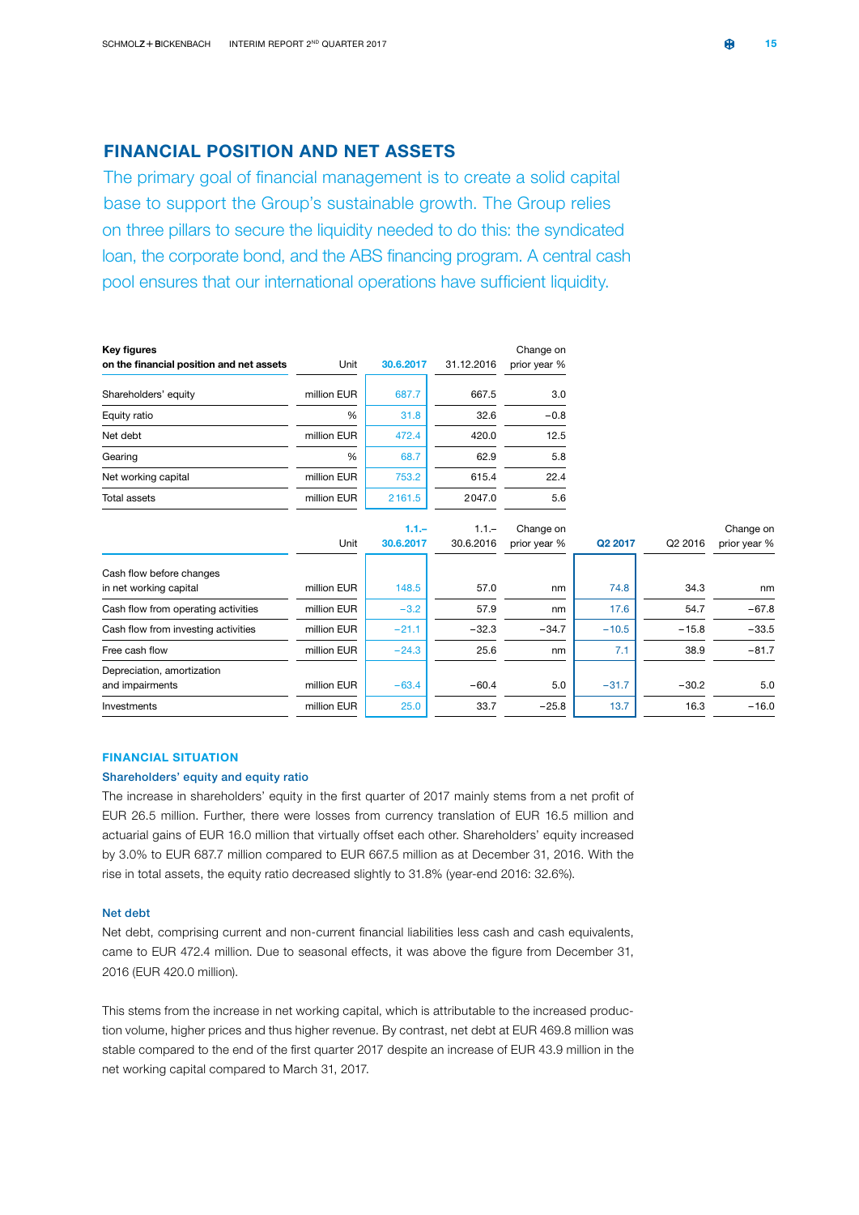## FINANCIAL POSITION AND NET ASSETS

The primary goal of financial management is to create a solid capital base to support the Group's sustainable growth. The Group relies on three pillars to secure the liquidity needed to do this: the syndicated loan, the corporate bond, and the ABS financing program. A central cash pool ensures that our international operations have sufficient liquidity.

| **Key figures on the financial position and net assets** | Unit | **30.6.2017** | 31.12.2016 | Change on prior year % |
|---|---|---|---|---|
| Shareholders' equity | million EUR | 687.7 | 667.5 | 3.0 |
| Equity ratio | % | 31.8 | 32.6 | −0.8 |
| Net debt | million EUR | 472.4 | 420.0 | 12.5 |
| Gearing | % | 68.7 | 62.9 | 5.8 |
| Net working capital | million EUR | 753.2 | 615.4 | 22.4 |
| Total assets | million EUR | 2161.5 | 2047.0 | 5.6 |

| | Unit | **1.1.–30.6.2017** | 1.1.–30.6.2016 | Change on prior year % | **Q2 2017** | Q2 2016 | Change on prior year % |
|---|---|---|---|---|---|---|---|
| Cash flow before changes in net working capital | million EUR | 148.5 | 57.0 | nm | 74.8 | 34.3 | nm |
| Cash flow from operating activities | million EUR | −3.2 | 57.9 | nm | 17.6 | 54.7 | −67.8 |
| Cash flow from investing activities | million EUR | −21.1 | −32.3 | −34.7 | −10.5 | −15.8 | −33.5 |
| Free cash flow | million EUR | −24.3 | 25.6 | nm | 7.1 | 38.9 | −81.7 |
| Depreciation, amortization and impairments | million EUR | −63.4 | −60.4 | 5.0 | −31.7 | −30.2 | 5.0 |
| Investments | million EUR | 25.0 | 33.7 | −25.8 | 13.7 | 16.3 | −16.0 |

### FINANCIAL SITUATION

#### Shareholders' equity and equity ratio

The increase in shareholders' equity in the first quarter of 2017 mainly stems from a net profit of EUR 26.5 million. Further, there were losses from currency translation of EUR 16.5 million and actuarial gains of EUR 16.0 million that virtually offset each other. Shareholders' equity increased by 3.0% to EUR 687.7 million compared to EUR 667.5 million as at December 31, 2016. With the rise in total assets, the equity ratio decreased slightly to 31.8% (year-end 2016: 32.6%).

#### Net debt

Net debt, comprising current and non-current financial liabilities less cash and cash equivalents, came to EUR 472.4 million. Due to seasonal effects, it was above the figure from December 31, 2016 (EUR 420.0 million).

This stems from the increase in net working capital, which is attributable to the increased production volume, higher prices and thus higher revenue. By contrast, net debt at EUR 469.8 million was stable compared to the end of the first quarter 2017 despite an increase of EUR 43.9 million in the net working capital compared to March 31, 2017.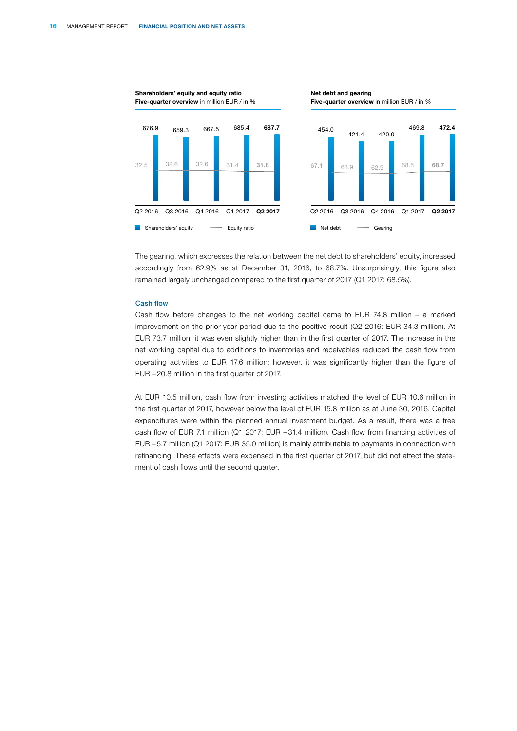**Shareholders' equity and equity ratio**
**Five-quarter overview** in million EUR / in %

| | Q2 2016 | Q3 2016 | Q4 2016 | Q1 2017 | **Q2 2017** |
|---|---|---|---|---|---|
| Shareholders' equity | 676.9 | 659.3 | 667.5 | 685.4 | **687.7** |
| Equity ratio | 32.5 | 32.6 | 32.6 | 31.4 | **31.8** |

**Net debt and gearing**
**Five-quarter overview** in million EUR / in %

| | Q2 2016 | Q3 2016 | Q4 2016 | Q1 2017 | **Q2 2017** |
|---|---|---|---|---|---|
| Net debt | 454.0 | 421.4 | 420.0 | 469.8 | **472.4** |
| Gearing | 67.1 | 63.9 | 62.9 | 68.5 | **68.7** |

The gearing, which expresses the relation between the net debt to shareholders' equity, increased accordingly from 62.9% as at December 31, 2016, to 68.7%. Unsurprisingly, this figure also remained largely unchanged compared to the first quarter of 2017 (Q1 2017: 68.5%).

### Cash flow

Cash flow before changes to the net working capital came to EUR 74.8 million – a marked improvement on the prior-year period due to the positive result (Q2 2016: EUR 34.3 million). At EUR 73.7 million, it was even slightly higher than in the first quarter of 2017. The increase in the net working capital due to additions to inventories and receivables reduced the cash flow from operating activities to EUR 17.6 million; however, it was significantly higher than the figure of EUR –20.8 million in the first quarter of 2017.

At EUR 10.5 million, cash flow from investing activities matched the level of EUR 10.6 million in the first quarter of 2017, however below the level of EUR 15.8 million as at June 30, 2016. Capital expenditures were within the planned annual investment budget. As a result, there was a free cash flow of EUR 7.1 million (Q1 2017: EUR –31.4 million). Cash flow from financing activities of EUR –5.7 million (Q1 2017: EUR 35.0 million) is mainly attributable to payments in connection with refinancing. These effects were expensed in the first quarter of 2017, but did not affect the statement of cash flows until the second quarter.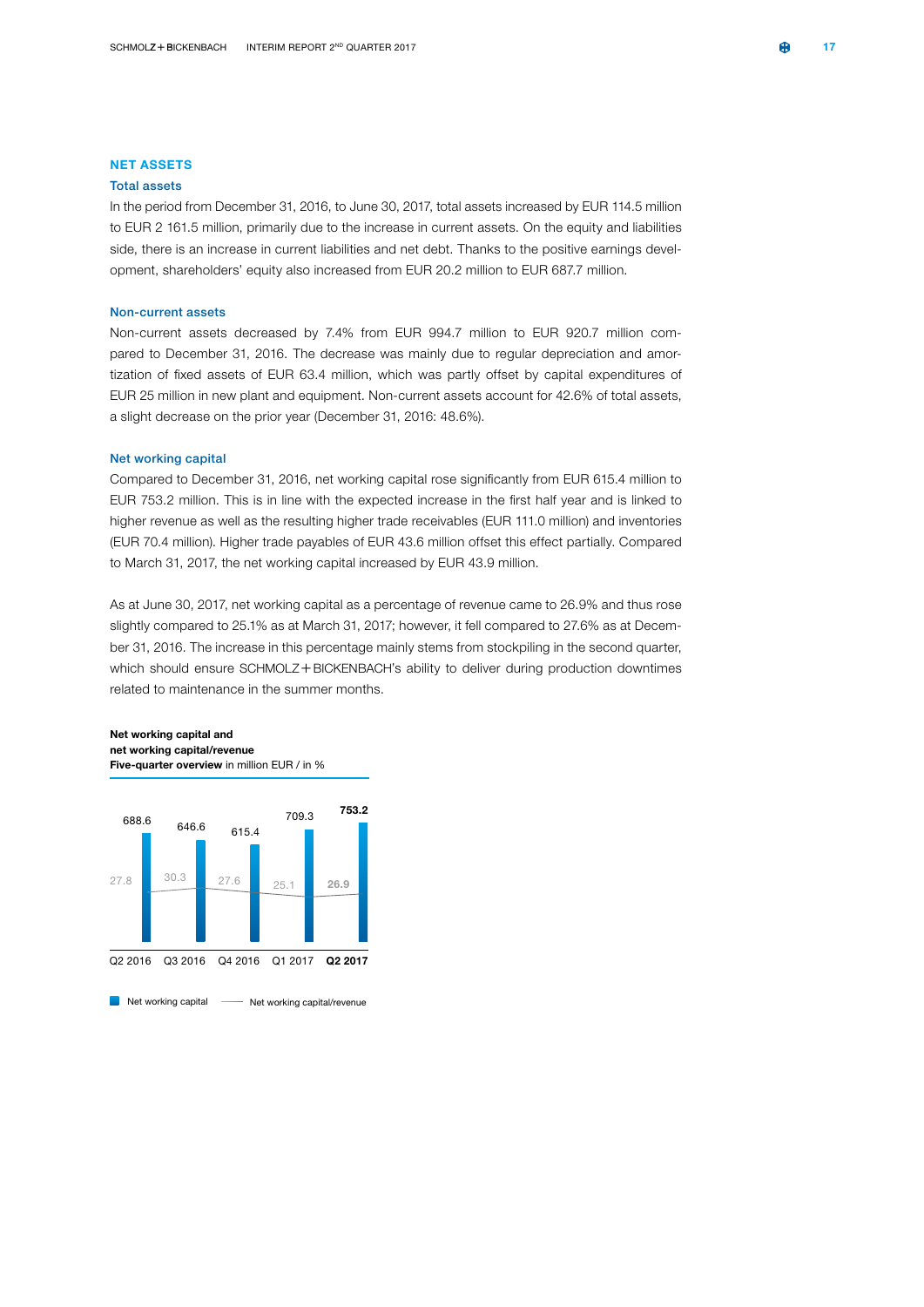## NET ASSETS

### Total assets

In the period from December 31, 2016, to June 30, 2017, total assets increased by EUR 114.5 million to EUR 2 161.5 million, primarily due to the increase in current assets. On the equity and liabilities side, there is an increase in current liabilities and net debt. Thanks to the positive earnings development, shareholders' equity also increased from EUR 20.2 million to EUR 687.7 million.

### Non-current assets

Non-current assets decreased by 7.4% from EUR 994.7 million to EUR 920.7 million compared to December 31, 2016. The decrease was mainly due to regular depreciation and amortization of fixed assets of EUR 63.4 million, which was partly offset by capital expenditures of EUR 25 million in new plant and equipment. Non-current assets account for 42.6% of total assets, a slight decrease on the prior year (December 31, 2016: 48.6%).

### Net working capital

Compared to December 31, 2016, net working capital rose significantly from EUR 615.4 million to EUR 753.2 million. This is in line with the expected increase in the first half year and is linked to higher revenue as well as the resulting higher trade receivables (EUR 111.0 million) and inventories (EUR 70.4 million). Higher trade payables of EUR 43.6 million offset this effect partially. Compared to March 31, 2017, the net working capital increased by EUR 43.9 million.

As at June 30, 2017, net working capital as a percentage of revenue came to 26.9% and thus rose slightly compared to 25.1% as at March 31, 2017; however, it fell compared to 27.6% as at December 31, 2016. The increase in this percentage mainly stems from stockpiling in the second quarter, which should ensure SCHMOLZ + BICKENBACH's ability to deliver during production downtimes related to maintenance in the summer months.

**Net working capital and net working capital/revenue**
**Five-quarter overview** in million EUR / in %

| | Q2 2016 | Q3 2016 | Q4 2016 | Q1 2017 | **Q2 2017** |
|---|---|---|---|---|---|
| Net working capital | 688.6 | 646.6 | 615.4 | 709.3 | **753.2** |
| Net working capital/revenue | 27.8 | 30.3 | 27.6 | 25.1 | **26.9** |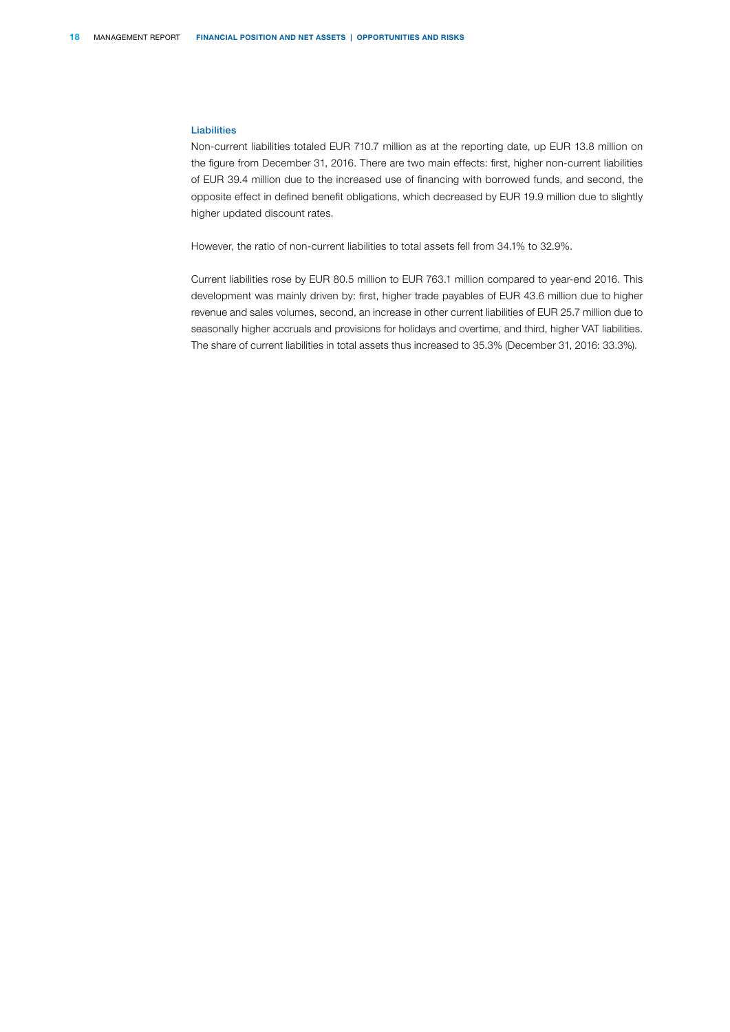### Liabilities

Non-current liabilities totaled EUR 710.7 million as at the reporting date, up EUR 13.8 million on the figure from December 31, 2016. There are two main effects: first, higher non-current liabilities of EUR 39.4 million due to the increased use of financing with borrowed funds, and second, the opposite effect in defined benefit obligations, which decreased by EUR 19.9 million due to slightly higher updated discount rates.

However, the ratio of non-current liabilities to total assets fell from 34.1% to 32.9%.

Current liabilities rose by EUR 80.5 million to EUR 763.1 million compared to year-end 2016. This development was mainly driven by: first, higher trade payables of EUR 43.6 million due to higher revenue and sales volumes, second, an increase in other current liabilities of EUR 25.7 million due to seasonally higher accruals and provisions for holidays and overtime, and third, higher VAT liabilities. The share of current liabilities in total assets thus increased to 35.3% (December 31, 2016: 33.3%).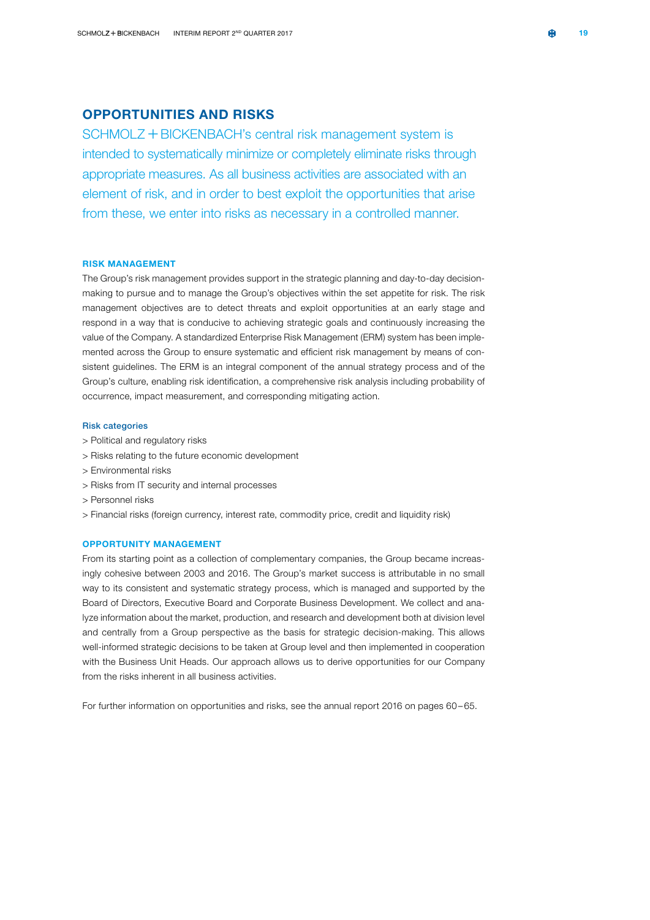## OPPORTUNITIES AND RISKS

SCHMOLZ + BICKENBACH's central risk management system is intended to systematically minimize or completely eliminate risks through appropriate measures. As all business activities are associated with an element of risk, and in order to best exploit the opportunities that arise from these, we enter into risks as necessary in a controlled manner.

### RISK MANAGEMENT

The Group's risk management provides support in the strategic planning and day-to-day decision-making to pursue and to manage the Group's objectives within the set appetite for risk. The risk management objectives are to detect threats and exploit opportunities at an early stage and respond in a way that is conducive to achieving strategic goals and continuously increasing the value of the Company. A standardized Enterprise Risk Management (ERM) system has been implemented across the Group to ensure systematic and efficient risk management by means of consistent guidelines. The ERM is an integral component of the annual strategy process and of the Group's culture, enabling risk identification, a comprehensive risk analysis including probability of occurrence, impact measurement, and corresponding mitigating action.

#### Risk categories

> Political and regulatory risks
> Risks relating to the future economic development
> Environmental risks
> Risks from IT security and internal processes
> Personnel risks
> Financial risks (foreign currency, interest rate, commodity price, credit and liquidity risk)

### OPPORTUNITY MANAGEMENT

From its starting point as a collection of complementary companies, the Group became increasingly cohesive between 2003 and 2016. The Group's market success is attributable in no small way to its consistent and systematic strategy process, which is managed and supported by the Board of Directors, Executive Board and Corporate Business Development. We collect and analyze information about the market, production, and research and development both at division level and centrally from a Group perspective as the basis for strategic decision-making. This allows well-informed strategic decisions to be taken at Group level and then implemented in cooperation with the Business Unit Heads. Our approach allows us to derive opportunities for our Company from the risks inherent in all business activities.

For further information on opportunities and risks, see the annual report 2016 on pages 60–65.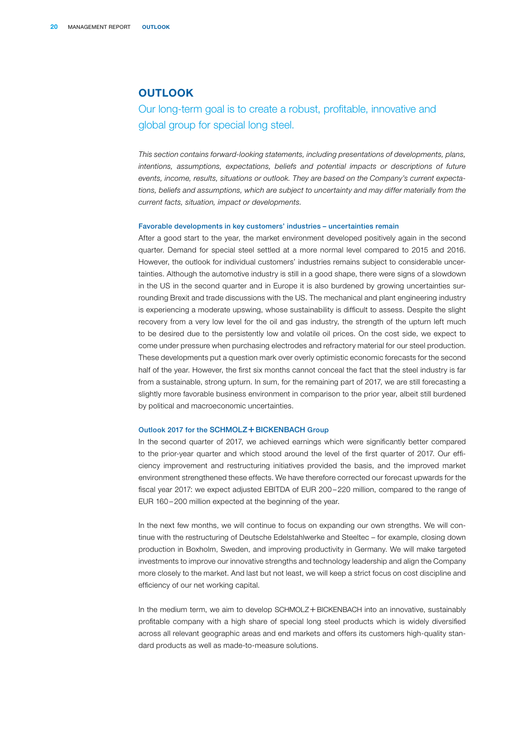# OUTLOOK

## Our long-term goal is to create a robust, profitable, innovative and global group for special long steel.

*This section contains forward-looking statements, including presentations of developments, plans, intentions, assumptions, expectations, beliefs and potential impacts or descriptions of future events, income, results, situations or outlook. They are based on the Company's current expectations, beliefs and assumptions, which are subject to uncertainty and may differ materially from the current facts, situation, impact or developments.*

### Favorable developments in key customers' industries – uncertainties remain

After a good start to the year, the market environment developed positively again in the second quarter. Demand for special steel settled at a more normal level compared to 2015 and 2016. However, the outlook for individual customers' industries remains subject to considerable uncertainties. Although the automotive industry is still in a good shape, there were signs of a slowdown in the US in the second quarter and in Europe it is also burdened by growing uncertainties surrounding Brexit and trade discussions with the US. The mechanical and plant engineering industry is experiencing a moderate upswing, whose sustainability is difficult to assess. Despite the slight recovery from a very low level for the oil and gas industry, the strength of the upturn left much to be desired due to the persistently low and volatile oil prices. On the cost side, we expect to come under pressure when purchasing electrodes and refractory material for our steel production. These developments put a question mark over overly optimistic economic forecasts for the second half of the year. However, the first six months cannot conceal the fact that the steel industry is far from a sustainable, strong upturn. In sum, for the remaining part of 2017, we are still forecasting a slightly more favorable business environment in comparison to the prior year, albeit still burdened by political and macroeconomic uncertainties.

### Outlook 2017 for the SCHMOLZ + BICKENBACH Group

In the second quarter of 2017, we achieved earnings which were significantly better compared to the prior-year quarter and which stood around the level of the first quarter of 2017. Our efficiency improvement and restructuring initiatives provided the basis, and the improved market environment strengthened these effects. We have therefore corrected our forecast upwards for the fiscal year 2017: we expect adjusted EBITDA of EUR 200 – 220 million, compared to the range of EUR 160 – 200 million expected at the beginning of the year.

In the next few months, we will continue to focus on expanding our own strengths. We will continue with the restructuring of Deutsche Edelstahlwerke and Steeltec – for example, closing down production in Boxholm, Sweden, and improving productivity in Germany. We will make targeted investments to improve our innovative strengths and technology leadership and align the Company more closely to the market. And last but not least, we will keep a strict focus on cost discipline and efficiency of our net working capital.

In the medium term, we aim to develop SCHMOLZ + BICKENBACH into an innovative, sustainably profitable company with a high share of special long steel products which is widely diversified across all relevant geographic areas and end markets and offers its customers high-quality standard products as well as made-to-measure solutions.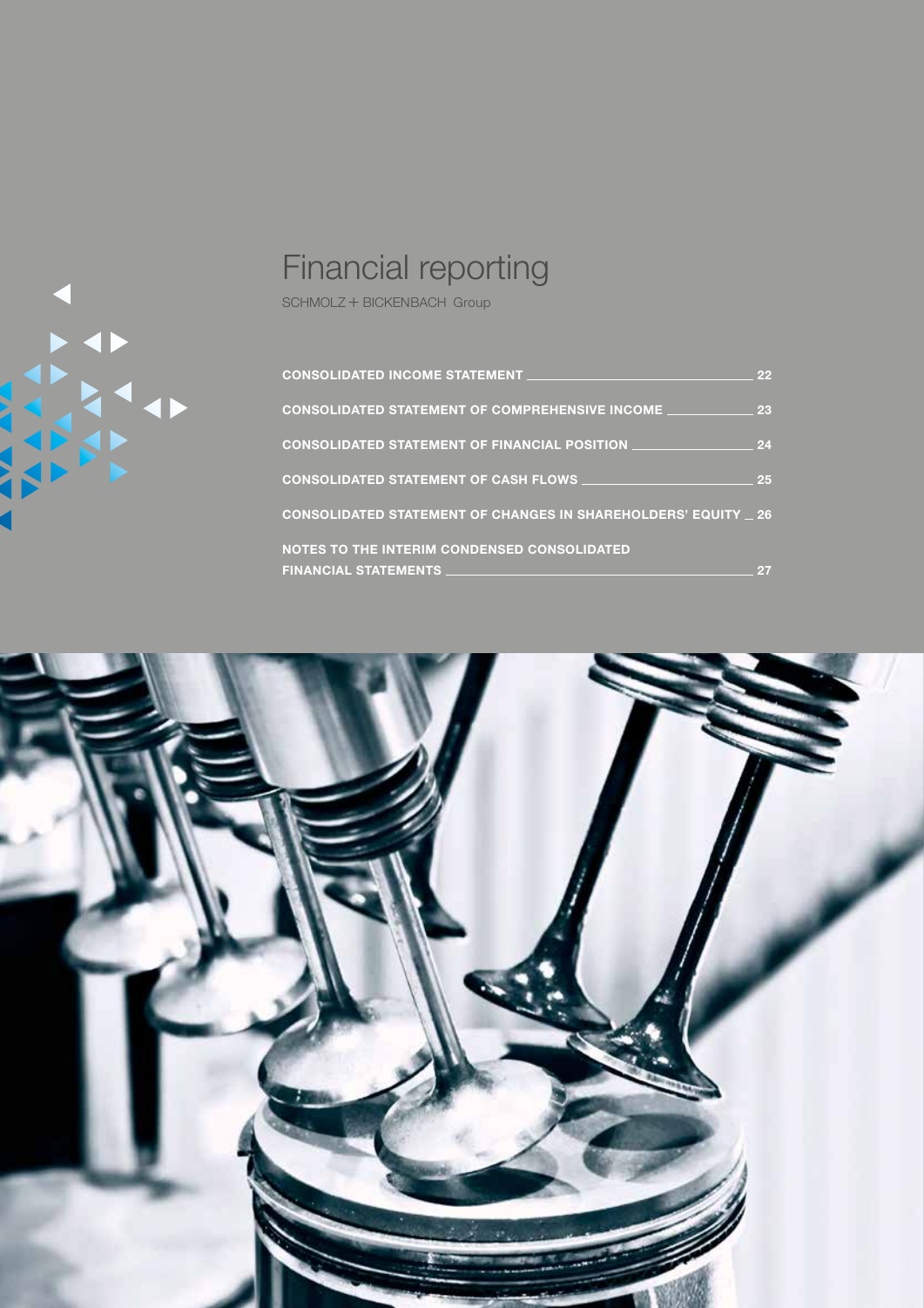# Financial reporting

SCHMOLZ + BICKENBACH Group

| | |
|---|---|
| **CONSOLIDATED INCOME STATEMENT** | **22** |
| **CONSOLIDATED STATEMENT OF COMPREHENSIVE INCOME** | **23** |
| **CONSOLIDATED STATEMENT OF FINANCIAL POSITION** | **24** |
| **CONSOLIDATED STATEMENT OF CASH FLOWS** | **25** |
| **CONSOLIDATED STATEMENT OF CHANGES IN SHAREHOLDERS' EQUITY** | **26** |
| **NOTES TO THE INTERIM CONDENSED CONSOLIDATED FINANCIAL STATEMENTS** | **27** |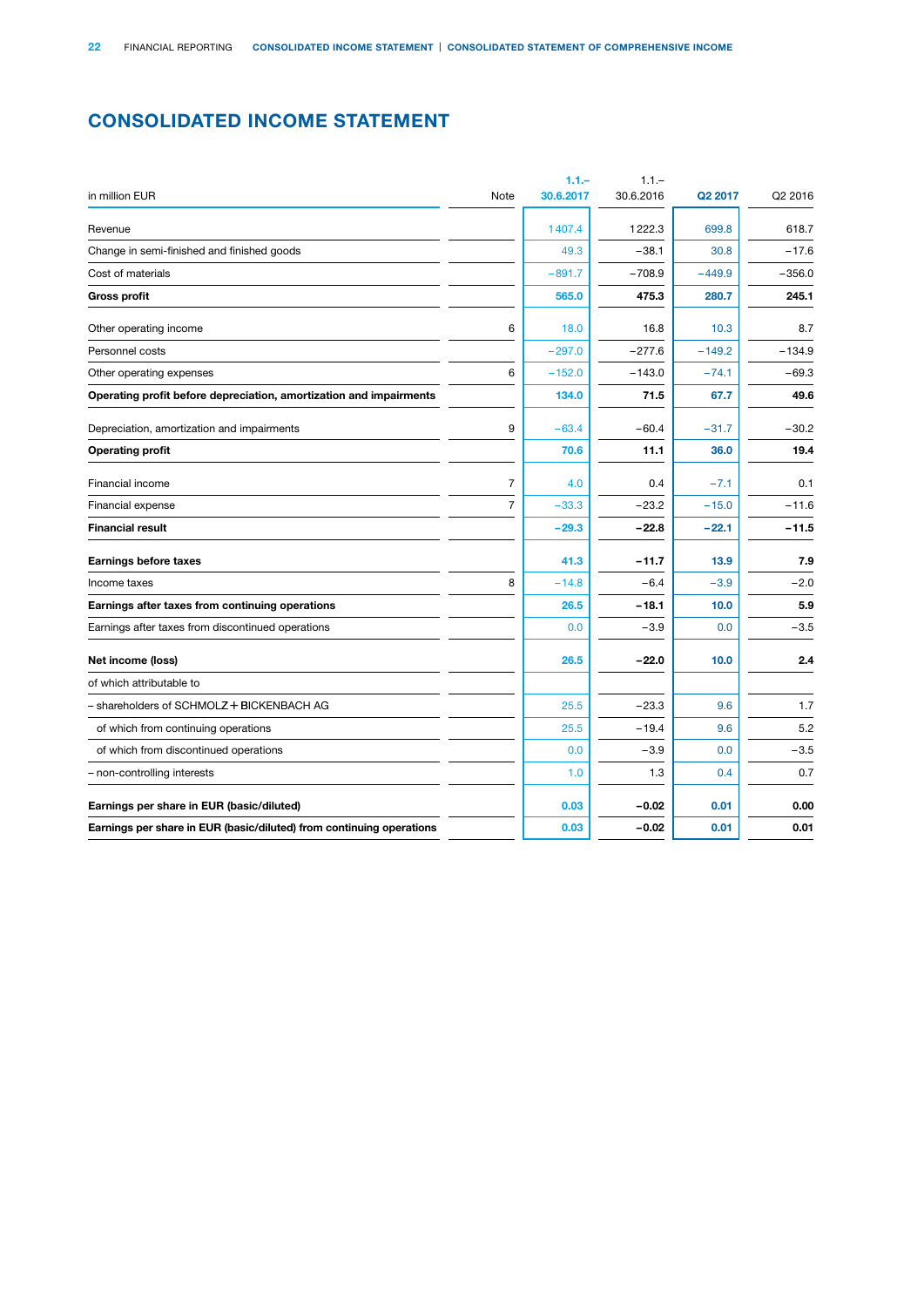# CONSOLIDATED INCOME STATEMENT

| in million EUR | Note | 1.1.–30.6.2017 | 1.1.–30.6.2016 | Q2 2017 | Q2 2016 |
|---|---|---|---|---|---|
| Revenue | | 1 407.4 | 1 222.3 | 699.8 | 618.7 |
| Change in semi-finished and finished goods | | 49.3 | −38.1 | 30.8 | −17.6 |
| Cost of materials | | −891.7 | −708.9 | −449.9 | −356.0 |
| **Gross profit** | | **565.0** | **475.3** | **280.7** | **245.1** |
| Other operating income | 6 | 18.0 | 16.8 | 10.3 | 8.7 |
| Personnel costs | | −297.0 | −277.6 | −149.2 | −134.9 |
| Other operating expenses | 6 | −152.0 | −143.0 | −74.1 | −69.3 |
| **Operating profit before depreciation, amortization and impairments** | | **134.0** | **71.5** | **67.7** | **49.6** |
| Depreciation, amortization and impairments | 9 | −63.4 | −60.4 | −31.7 | −30.2 |
| **Operating profit** | | **70.6** | **11.1** | **36.0** | **19.4** |
| Financial income | 7 | 4.0 | 0.4 | −7.1 | 0.1 |
| Financial expense | 7 | −33.3 | −23.2 | −15.0 | −11.6 |
| **Financial result** | | **−29.3** | **−22.8** | **−22.1** | **−11.5** |
| **Earnings before taxes** | | **41.3** | **−11.7** | **13.9** | **7.9** |
| Income taxes | 8 | −14.8 | −6.4 | −3.9 | −2.0 |
| **Earnings after taxes from continuing operations** | | **26.5** | **−18.1** | **10.0** | **5.9** |
| Earnings after taxes from discontinued operations | | 0.0 | −3.9 | 0.0 | −3.5 |
| **Net income (loss)** | | **26.5** | **−22.0** | **10.0** | **2.4** |
| of which attributable to | | | | | |
| – shareholders of SCHMOLZ + BICKENBACH AG | | 25.5 | −23.3 | 9.6 | 1.7 |
| of which from continuing operations | | 25.5 | −19.4 | 9.6 | 5.2 |
| of which from discontinued operations | | 0.0 | −3.9 | 0.0 | −3.5 |
| – non-controlling interests | | 1.0 | 1.3 | 0.4 | 0.7 |
| **Earnings per share in EUR (basic/diluted)** | | **0.03** | **−0.02** | **0.01** | **0.00** |
| **Earnings per share in EUR (basic/diluted) from continuing operations** | | **0.03** | **−0.02** | **0.01** | **0.01** |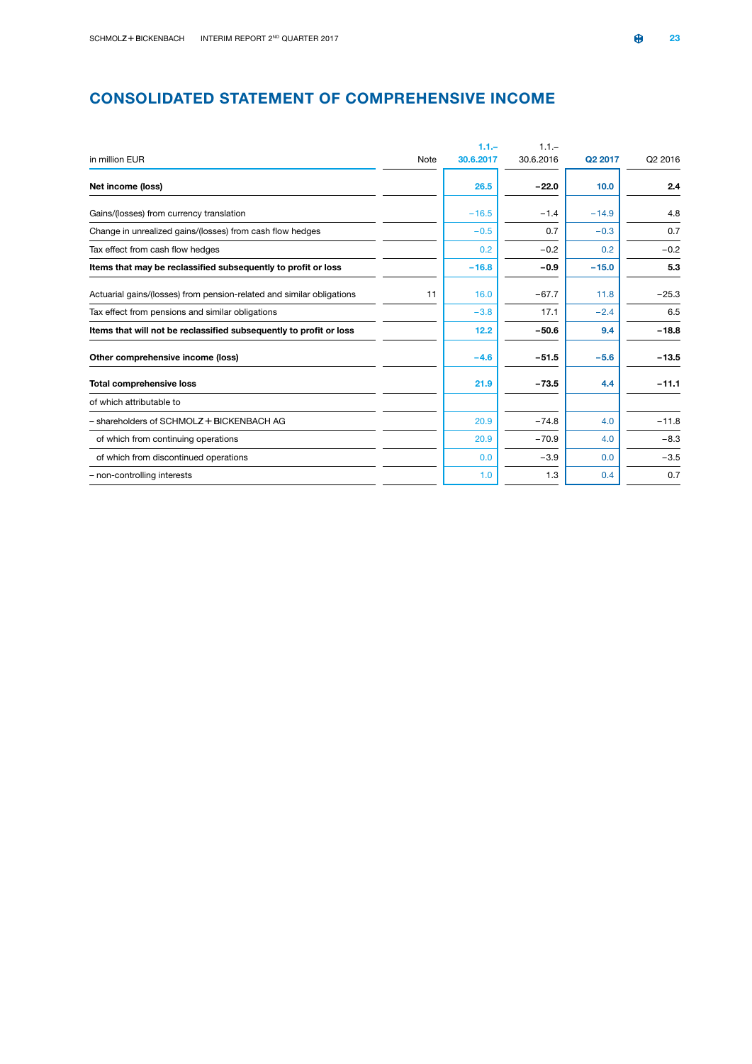# CONSOLIDATED STATEMENT OF COMPREHENSIVE INCOME

| in million EUR | Note | 1.1.–30.6.2017 | 1.1.–30.6.2016 | Q2 2017 | Q2 2016 |
|---|---|---|---|---|---|
| **Net income (loss)** | | **26.5** | **−22.0** | **10.0** | **2.4** |
| Gains/(losses) from currency translation | | −16.5 | −1.4 | −14.9 | 4.8 |
| Change in unrealized gains/(losses) from cash flow hedges | | −0.5 | 0.7 | −0.3 | 0.7 |
| Tax effect from cash flow hedges | | 0.2 | −0.2 | 0.2 | −0.2 |
| **Items that may be reclassified subsequently to profit or loss** | | **−16.8** | **−0.9** | **−15.0** | **5.3** |
| Actuarial gains/(losses) from pension-related and similar obligations | 11 | 16.0 | −67.7 | 11.8 | −25.3 |
| Tax effect from pensions and similar obligations | | −3.8 | 17.1 | −2.4 | 6.5 |
| **Items that will not be reclassified subsequently to profit or loss** | | **12.2** | **−50.6** | **9.4** | **−18.8** |
| **Other comprehensive income (loss)** | | **−4.6** | **−51.5** | **−5.6** | **−13.5** |
| **Total comprehensive loss** | | **21.9** | **−73.5** | **4.4** | **−11.1** |
| of which attributable to | | | | | |
| – shareholders of SCHMOLZ + BICKENBACH AG | | 20.9 | −74.8 | 4.0 | −11.8 |
| of which from continuing operations | | 20.9 | −70.9 | 4.0 | −8.3 |
| of which from discontinued operations | | 0.0 | −3.9 | 0.0 | −3.5 |
| – non-controlling interests | | 1.0 | 1.3 | 0.4 | 0.7 |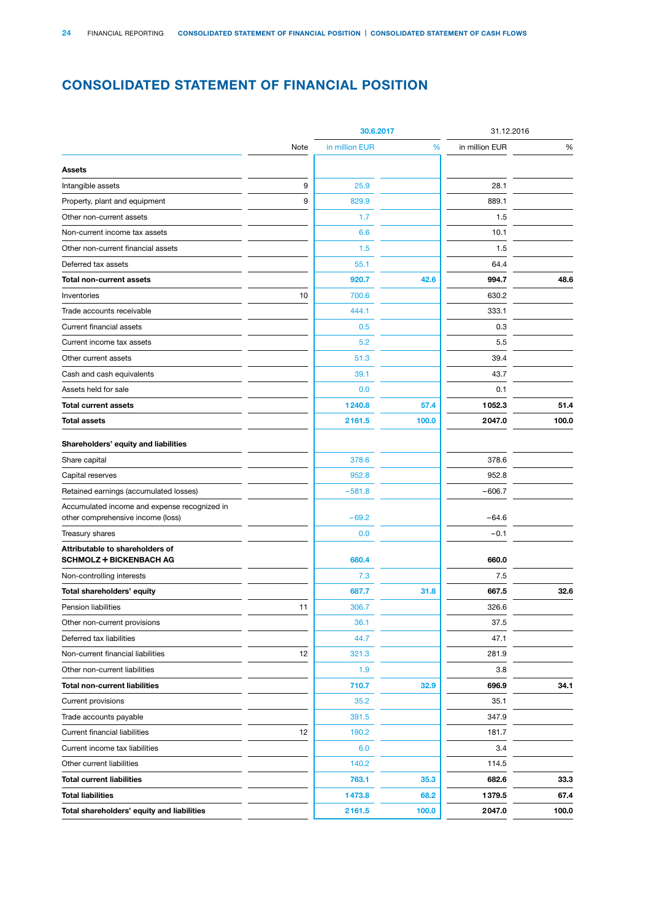# CONSOLIDATED STATEMENT OF FINANCIAL POSITION

| | Note | 30.6.2017 in million EUR | 30.6.2017 % | 31.12.2016 in million EUR | 31.12.2016 % |
|---|---|---|---|---|---|
| **Assets** | | | | | |
| Intangible assets | 9 | 25.9 | | 28.1 | |
| Property, plant and equipment | 9 | 829.9 | | 889.1 | |
| Other non-current assets | | 1.7 | | 1.5 | |
| Non-current income tax assets | | 6.6 | | 10.1 | |
| Other non-current financial assets | | 1.5 | | 1.5 | |
| Deferred tax assets | | 55.1 | | 64.4 | |
| **Total non-current assets** | | **920.7** | **42.6** | **994.7** | **48.6** |
| Inventories | 10 | 700.6 | | 630.2 | |
| Trade accounts receivable | | 444.1 | | 333.1 | |
| Current financial assets | | 0.5 | | 0.3 | |
| Current income tax assets | | 5.2 | | 5.5 | |
| Other current assets | | 51.3 | | 39.4 | |
| Cash and cash equivalents | | 39.1 | | 43.7 | |
| Assets held for sale | | 0.0 | | 0.1 | |
| **Total current assets** | | **1 240.8** | **57.4** | **1 052.3** | **51.4** |
| **Total assets** | | **2 161.5** | **100.0** | **2 047.0** | **100.0** |
| **Shareholders' equity and liabilities** | | | | | |
| Share capital | | 378.6 | | 378.6 | |
| Capital reserves | | 952.8 | | 952.8 | |
| Retained earnings (accumulated losses) | | −581.8 | | −606.7 | |
| Accumulated income and expense recognized in other comprehensive income (loss) | | −69.2 | | −64.6 | |
| Treasury shares | | 0.0 | | −0.1 | |
| **Attributable to shareholders of SCHMOLZ + BICKENBACH AG** | | **680.4** | | **660.0** | |
| Non-controlling interests | | 7.3 | | 7.5 | |
| **Total shareholders' equity** | | **687.7** | **31.8** | **667.5** | **32.6** |
| Pension liabilities | 11 | 306.7 | | 326.6 | |
| Other non-current provisions | | 36.1 | | 37.5 | |
| Deferred tax liabilities | | 44.7 | | 47.1 | |
| Non-current financial liabilities | 12 | 321.3 | | 281.9 | |
| Other non-current liabilities | | 1.9 | | 3.8 | |
| **Total non-current liabilities** | | **710.7** | **32.9** | **696.9** | **34.1** |
| Current provisions | | 35.2 | | 35.1 | |
| Trade accounts payable | | 391.5 | | 347.9 | |
| Current financial liabilities | 12 | 190.2 | | 181.7 | |
| Current income tax liabilities | | 6.0 | | 3.4 | |
| Other current liabilities | | 140.2 | | 114.5 | |
| **Total current liabilities** | | **763.1** | **35.3** | **682.6** | **33.3** |
| **Total liabilities** | | **1 473.8** | **68.2** | **1 379.5** | **67.4** |
| **Total shareholders' equity and liabilities** | | **2 161.5** | **100.0** | **2 047.0** | **100.0** |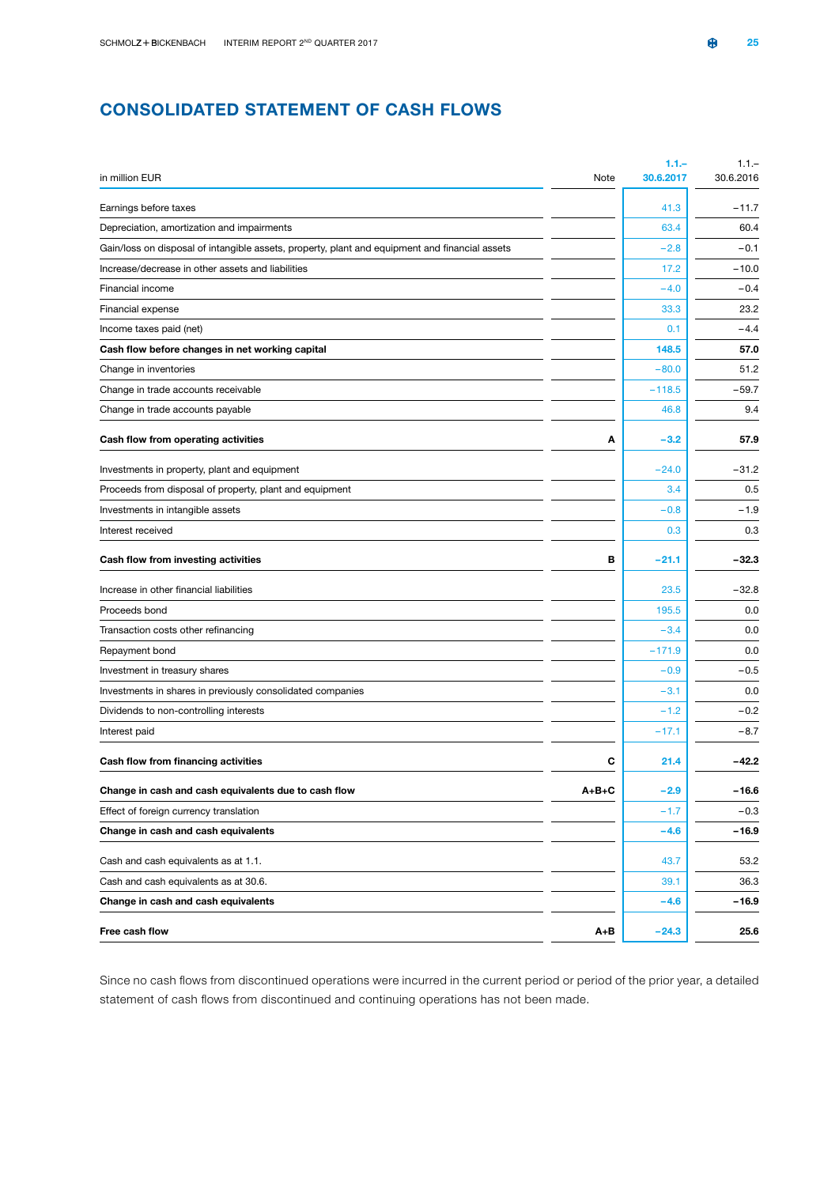# CONSOLIDATED STATEMENT OF CASH FLOWS

| in million EUR | Note | 1.1.–30.6.2017 | 1.1.–30.6.2016 |
|---|---|---|---|
| Earnings before taxes | | 41.3 | −11.7 |
| Depreciation, amortization and impairments | | 63.4 | 60.4 |
| Gain/loss on disposal of intangible assets, property, plant and equipment and financial assets | | −2.8 | −0.1 |
| Increase/decrease in other assets and liabilities | | 17.2 | −10.0 |
| Financial income | | −4.0 | −0.4 |
| Financial expense | | 33.3 | 23.2 |
| Income taxes paid (net) | | 0.1 | −4.4 |
| **Cash flow before changes in net working capital** | | **148.5** | **57.0** |
| Change in inventories | | −80.0 | 51.2 |
| Change in trade accounts receivable | | −118.5 | −59.7 |
| Change in trade accounts payable | | 46.8 | 9.4 |
| **Cash flow from operating activities** | **A** | **−3.2** | **57.9** |
| Investments in property, plant and equipment | | −24.0 | −31.2 |
| Proceeds from disposal of property, plant and equipment | | 3.4 | 0.5 |
| Investments in intangible assets | | −0.8 | −1.9 |
| Interest received | | 0.3 | 0.3 |
| **Cash flow from investing activities** | **B** | **−21.1** | **−32.3** |
| Increase in other financial liabilities | | 23.5 | −32.8 |
| Proceeds bond | | 195.5 | 0.0 |
| Transaction costs other refinancing | | −3.4 | 0.0 |
| Repayment bond | | −171.9 | 0.0 |
| Investment in treasury shares | | −0.9 | −0.5 |
| Investments in shares in previously consolidated companies | | −3.1 | 0.0 |
| Dividends to non-controlling interests | | −1.2 | −0.2 |
| Interest paid | | −17.1 | −8.7 |
| **Cash flow from financing activities** | **C** | **21.4** | **−42.2** |
| **Change in cash and cash equivalents due to cash flow** | **A+B+C** | **−2.9** | **−16.6** |
| Effect of foreign currency translation | | −1.7 | −0.3 |
| **Change in cash and cash equivalents** | | **−4.6** | **−16.9** |
| Cash and cash equivalents as at 1.1. | | 43.7 | 53.2 |
| Cash and cash equivalents as at 30.6. | | 39.1 | 36.3 |
| **Change in cash and cash equivalents** | | **−4.6** | **−16.9** |
| **Free cash flow** | **A+B** | **−24.3** | **25.6** |

Since no cash flows from discontinued operations were incurred in the current period or period of the prior year, a detailed statement of cash flows from discontinued and continuing operations has not been made.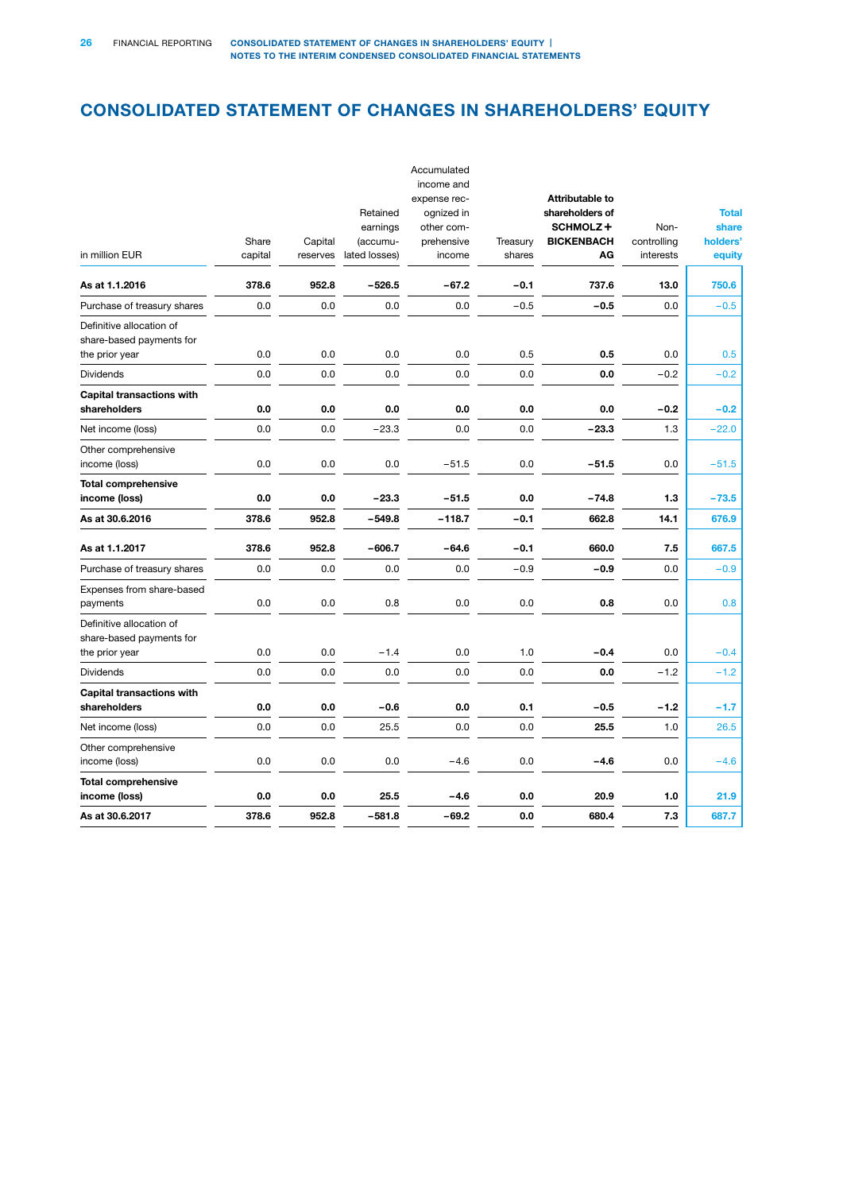# CONSOLIDATED STATEMENT OF CHANGES IN SHAREHOLDERS' EQUITY

| in million EUR | Share capital | Capital reserves | Retained earnings (accumulated losses) | Accumulated income and expense recognized in other comprehensive income | Treasury shares | **Attributable to shareholders of SCHMOLZ + BICKENBACH AG** | Non-controlling interests | **Total share holders' equity** |
|---|---|---|---|---|---|---|---|---|
| **As at 1.1.2016** | **378.6** | **952.8** | **−526.5** | **−67.2** | **−0.1** | **737.6** | **13.0** | **750.6** |
| Purchase of treasury shares | 0.0 | 0.0 | 0.0 | 0.0 | −0.5 | **−0.5** | 0.0 | −0.5 |
| Definitive allocation of share-based payments for the prior year | 0.0 | 0.0 | 0.0 | 0.0 | 0.5 | **0.5** | 0.0 | 0.5 |
| Dividends | 0.0 | 0.0 | 0.0 | 0.0 | 0.0 | **0.0** | −0.2 | −0.2 |
| **Capital transactions with shareholders** | **0.0** | **0.0** | **0.0** | **0.0** | **0.0** | **0.0** | **−0.2** | **−0.2** |
| Net income (loss) | 0.0 | 0.0 | −23.3 | 0.0 | 0.0 | **−23.3** | 1.3 | −22.0 |
| Other comprehensive income (loss) | 0.0 | 0.0 | 0.0 | −51.5 | 0.0 | **−51.5** | 0.0 | −51.5 |
| **Total comprehensive income (loss)** | **0.0** | **0.0** | **−23.3** | **−51.5** | **0.0** | **−74.8** | **1.3** | **−73.5** |
| **As at 30.6.2016** | **378.6** | **952.8** | **−549.8** | **−118.7** | **−0.1** | **662.8** | **14.1** | **676.9** |
| **As at 1.1.2017** | **378.6** | **952.8** | **−606.7** | **−64.6** | **−0.1** | **660.0** | **7.5** | **667.5** |
| Purchase of treasury shares | 0.0 | 0.0 | 0.0 | 0.0 | −0.9 | **−0.9** | 0.0 | −0.9 |
| Expenses from share-based payments | 0.0 | 0.0 | 0.8 | 0.0 | 0.0 | **0.8** | 0.0 | 0.8 |
| Definitive allocation of share-based payments for the prior year | 0.0 | 0.0 | −1.4 | 0.0 | 1.0 | **−0.4** | 0.0 | −0.4 |
| Dividends | 0.0 | 0.0 | 0.0 | 0.0 | 0.0 | **0.0** | −1.2 | −1.2 |
| **Capital transactions with shareholders** | **0.0** | **0.0** | **−0.6** | **0.0** | **0.1** | **−0.5** | **−1.2** | **−1.7** |
| Net income (loss) | 0.0 | 0.0 | 25.5 | 0.0 | 0.0 | **25.5** | 1.0 | 26.5 |
| Other comprehensive income (loss) | 0.0 | 0.0 | 0.0 | −4.6 | 0.0 | **−4.6** | 0.0 | −4.6 |
| **Total comprehensive income (loss)** | **0.0** | **0.0** | **25.5** | **−4.6** | **0.0** | **20.9** | **1.0** | **21.9** |
| **As at 30.6.2017** | **378.6** | **952.8** | **−581.8** | **−69.2** | **0.0** | **680.4** | **7.3** | **687.7** |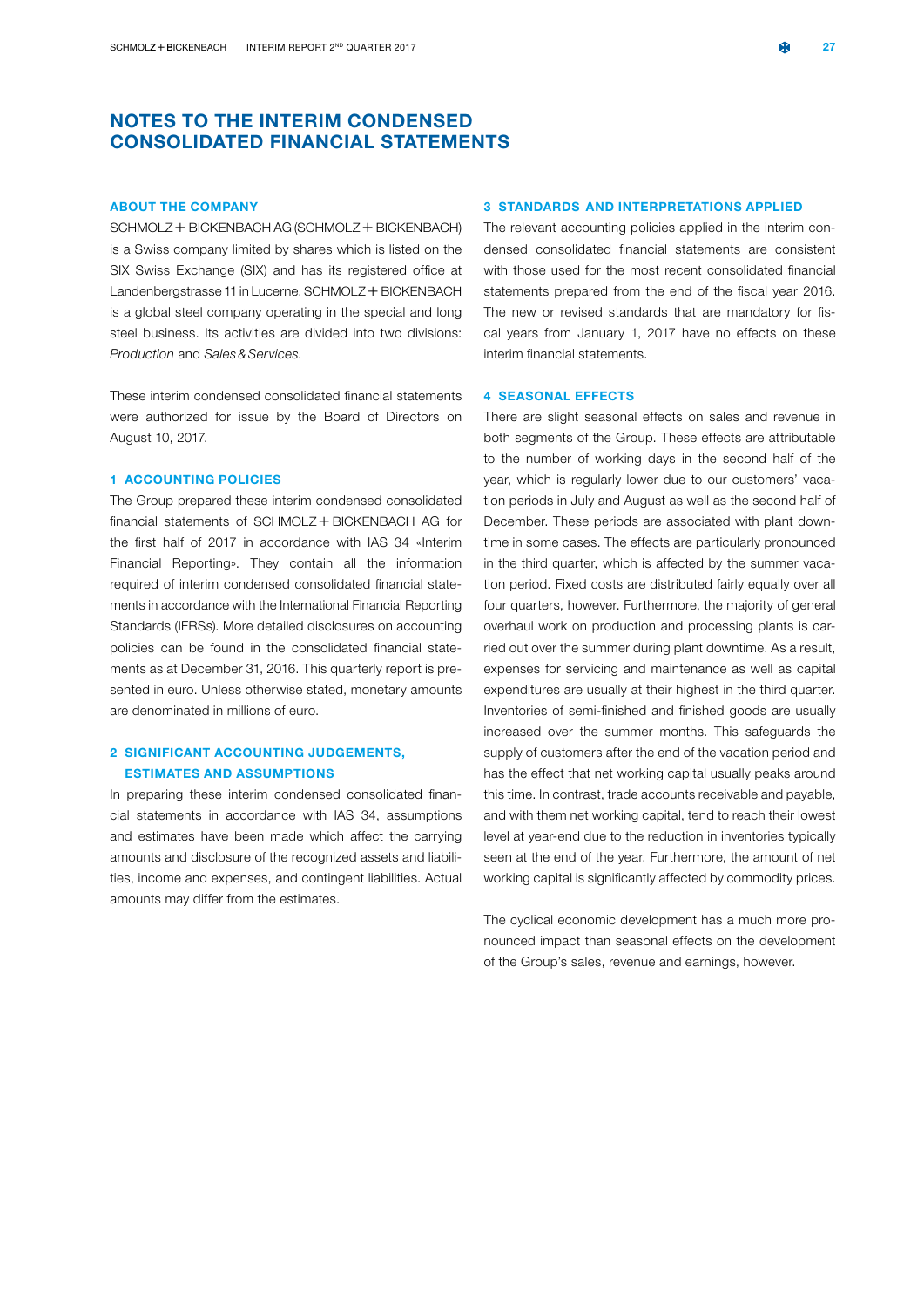# NOTES TO THE INTERIM CONDENSED CONSOLIDATED FINANCIAL STATEMENTS

## ABOUT THE COMPANY

SCHMOLZ + BICKENBACH AG (SCHMOLZ + BICKENBACH) is a Swiss company limited by shares which is listed on the SIX Swiss Exchange (SIX) and has its registered office at Landenbergstrasse 11 in Lucerne. SCHMOLZ + BICKENBACH is a global steel company operating in the special and long steel business. Its activities are divided into two divisions: *Production* and *Sales & Services*.

These interim condensed consolidated financial statements were authorized for issue by the Board of Directors on August 10, 2017.

## 1 ACCOUNTING POLICIES

The Group prepared these interim condensed consolidated financial statements of SCHMOLZ + BICKENBACH AG for the first half of 2017 in accordance with IAS 34 «Interim Financial Reporting». They contain all the information required of interim condensed consolidated financial statements in accordance with the International Financial Reporting Standards (IFRSs). More detailed disclosures on accounting policies can be found in the consolidated financial statements as at December 31, 2016. This quarterly report is presented in euro. Unless otherwise stated, monetary amounts are denominated in millions of euro.

## 2 SIGNIFICANT ACCOUNTING JUDGEMENTS, ESTIMATES AND ASSUMPTIONS

In preparing these interim condensed consolidated financial statements in accordance with IAS 34, assumptions and estimates have been made which affect the carrying amounts and disclosure of the recognized assets and liabilities, income and expenses, and contingent liabilities. Actual amounts may differ from the estimates.

## 3 STANDARDS AND INTERPRETATIONS APPLIED

The relevant accounting policies applied in the interim condensed consolidated financial statements are consistent with those used for the most recent consolidated financial statements prepared from the end of the fiscal year 2016. The new or revised standards that are mandatory for fiscal years from January 1, 2017 have no effects on these interim financial statements.

## 4 SEASONAL EFFECTS

There are slight seasonal effects on sales and revenue in both segments of the Group. These effects are attributable to the number of working days in the second half of the year, which is regularly lower due to our customers' vacation periods in July and August as well as the second half of December. These periods are associated with plant downtime in some cases. The effects are particularly pronounced in the third quarter, which is affected by the summer vacation period. Fixed costs are distributed fairly equally over all four quarters, however. Furthermore, the majority of general overhaul work on production and processing plants is carried out over the summer during plant downtime. As a result, expenses for servicing and maintenance as well as capital expenditures are usually at their highest in the third quarter. Inventories of semi-finished and finished goods are usually increased over the summer months. This safeguards the supply of customers after the end of the vacation period and has the effect that net working capital usually peaks around this time. In contrast, trade accounts receivable and payable, and with them net working capital, tend to reach their lowest level at year-end due to the reduction in inventories typically seen at the end of the year. Furthermore, the amount of net working capital is significantly affected by commodity prices.

The cyclical economic development has a much more pronounced impact than seasonal effects on the development of the Group's sales, revenue and earnings, however.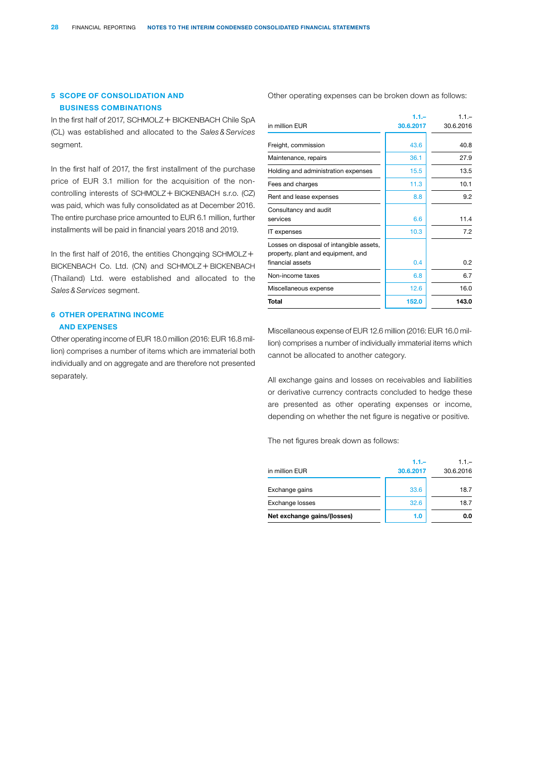## 5 SCOPE OF CONSOLIDATION AND BUSINESS COMBINATIONS

In the first half of 2017, SCHMOLZ + BICKENBACH Chile SpA (CL) was established and allocated to the *Sales & Services* segment.

In the first half of 2017, the first installment of the purchase price of EUR 3.1 million for the acquisition of the non-controlling interests of SCHMOLZ + BICKENBACH s.r.o. (CZ) was paid, which was fully consolidated as at December 2016. The entire purchase price amounted to EUR 6.1 million, further installments will be paid in financial years 2018 and 2019.

In the first half of 2016, the entities Chongqing SCHMOLZ + BICKENBACH Co. Ltd. (CN) and SCHMOLZ + BICKENBACH (Thailand) Ltd. were established and allocated to the *Sales & Services* segment.

## 6 OTHER OPERATING INCOME AND EXPENSES

Other operating income of EUR 18.0 million (2016: EUR 16.8 million) comprises a number of items which are immaterial both individually and on aggregate and are therefore not presented separately.

Other operating expenses can be broken down as follows:

| in million EUR | 1.1.–30.6.2017 | 1.1.–30.6.2016 |
|---|---|---|
| Freight, commission | 43.6 | 40.8 |
| Maintenance, repairs | 36.1 | 27.9 |
| Holding and administration expenses | 15.5 | 13.5 |
| Fees and charges | 11.3 | 10.1 |
| Rent and lease expenses | 8.8 | 9.2 |
| Consultancy and audit services | 6.6 | 11.4 |
| IT expenses | 10.3 | 7.2 |
| Losses on disposal of intangible assets, property, plant and equipment, and financial assets | 0.4 | 0.2 |
| Non-income taxes | 6.8 | 6.7 |
| Miscellaneous expense | 12.6 | 16.0 |
| **Total** | **152.0** | **143.0** |

Miscellaneous expense of EUR 12.6 million (2016: EUR 16.0 million) comprises a number of individually immaterial items which cannot be allocated to another category.

All exchange gains and losses on receivables and liabilities or derivative currency contracts concluded to hedge these are presented as other operating expenses or income, depending on whether the net figure is negative or positive.

The net figures break down as follows:

| in million EUR | 1.1.–30.6.2017 | 1.1.–30.6.2016 |
|---|---|---|
| Exchange gains | 33.6 | 18.7 |
| Exchange losses | 32.6 | 18.7 |
| **Net exchange gains/(losses)** | **1.0** | **0.0** |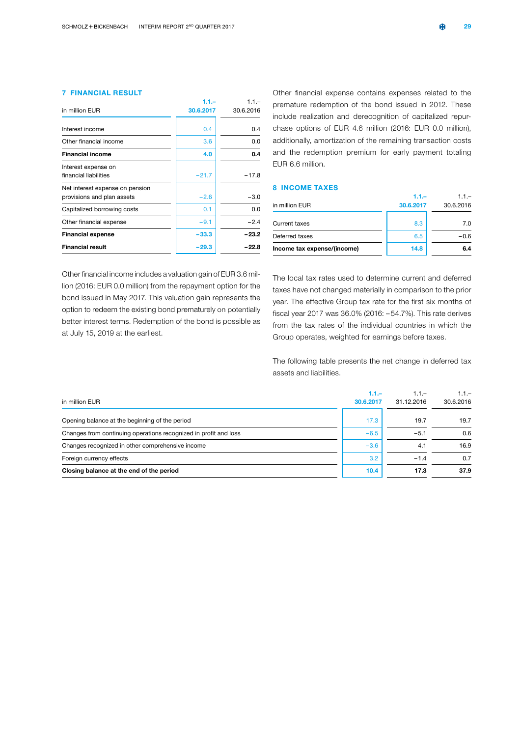## 7 FINANCIAL RESULT

| in million EUR | 1.1.–30.6.2017 | 1.1.–30.6.2016 |
|---|---|---|
| Interest income | 0.4 | 0.4 |
| Other financial income | 3.6 | 0.0 |
| **Financial income** | **4.0** | **0.4** |
| Interest expense on financial liabilities | −21.7 | −17.8 |
| Net interest expense on pension provisions and plan assets | −2.6 | −3.0 |
| Capitalized borrowing costs | 0.1 | 0.0 |
| Other financial expense | −9.1 | −2.4 |
| **Financial expense** | **−33.3** | **−23.2** |
| **Financial result** | **−29.3** | **−22.8** |

Other financial income includes a valuation gain of EUR 3.6 million (2016: EUR 0.0 million) from the repayment option for the bond issued in May 2017. This valuation gain represents the option to redeem the existing bond prematurely on potentially better interest terms. Redemption of the bond is possible as at July 15, 2019 at the earliest.

Other financial expense contains expenses related to the premature redemption of the bond issued in 2012. These include realization and derecognition of capitalized repurchase options of EUR 4.6 million (2016: EUR 0.0 million), additionally, amortization of the remaining transaction costs and the redemption premium for early payment totaling EUR 6.6 million.

## 8 INCOME TAXES

| in million EUR | 1.1.–30.6.2017 | 1.1.–30.6.2016 |
|---|---|---|
| Current taxes | 8.3 | 7.0 |
| Deferred taxes | 6.5 | −0.6 |
| **Income tax expense/(income)** | **14.8** | **6.4** |

The local tax rates used to determine current and deferred taxes have not changed materially in comparison to the prior year. The effective Group tax rate for the first six months of fiscal year 2017 was 36.0% (2016: −54.7%). This rate derives from the tax rates of the individual countries in which the Group operates, weighted for earnings before taxes.

The following table presents the net change in deferred tax assets and liabilities.

| in million EUR | 1.1.–30.6.2017 | 1.1.–31.12.2016 | 1.1.–30.6.2016 |
|---|---|---|---|
| Opening balance at the beginning of the period | 17.3 | 19.7 | 19.7 |
| Changes from continuing operations recognized in profit and loss | −6.5 | −5.1 | 0.6 |
| Changes recognized in other comprehensive income | −3.6 | 4.1 | 16.9 |
| Foreign currency effects | 3.2 | −1.4 | 0.7 |
| **Closing balance at the end of the period** | **10.4** | **17.3** | **37.9** |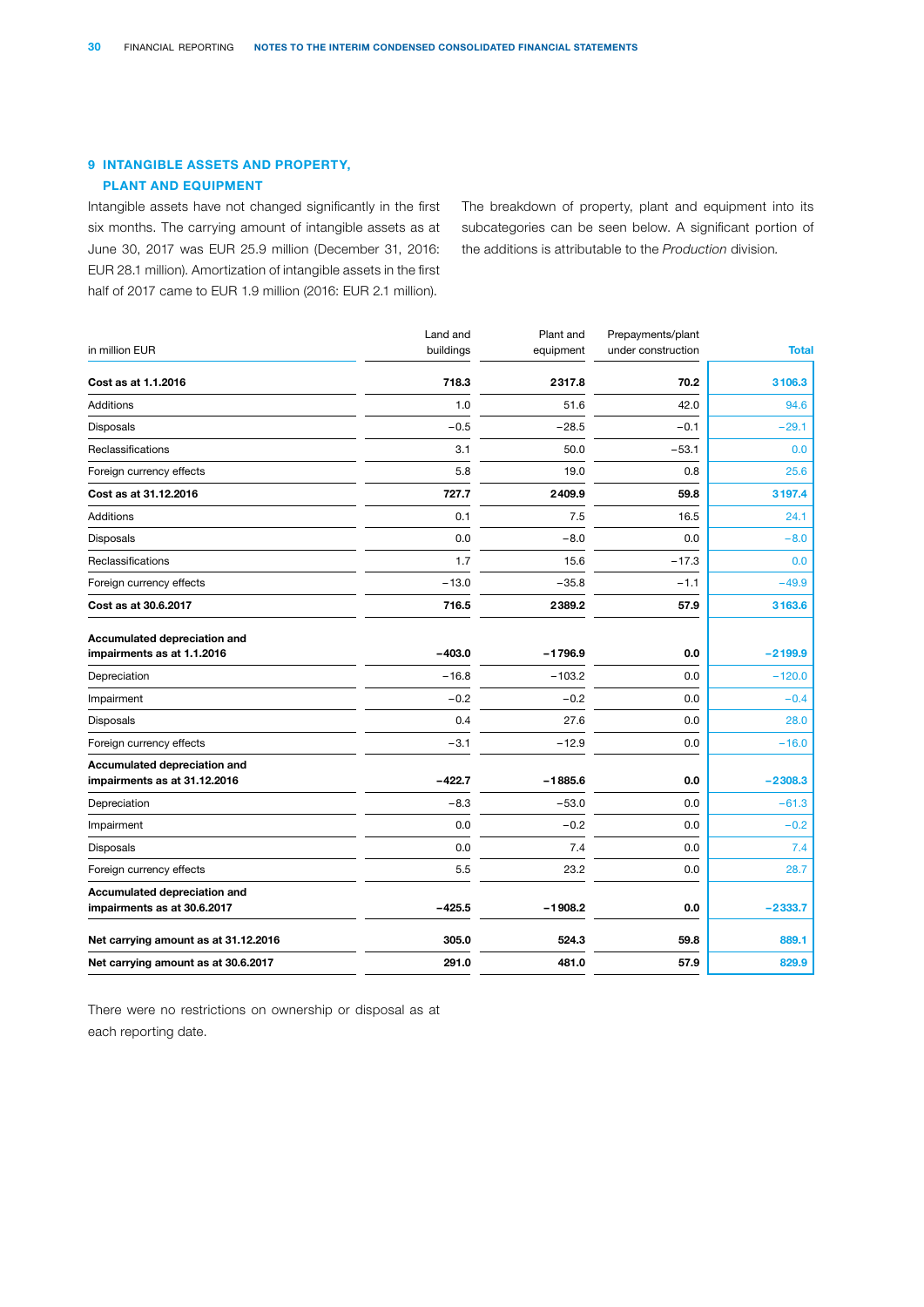## 9 INTANGIBLE ASSETS AND PROPERTY, PLANT AND EQUIPMENT

Intangible assets have not changed significantly in the first six months. The carrying amount of intangible assets as at June 30, 2017 was EUR 25.9 million (December 31, 2016: EUR 28.1 million). Amortization of intangible assets in the first half of 2017 came to EUR 1.9 million (2016: EUR 2.1 million).

The breakdown of property, plant and equipment into its subcategories can be seen below. A significant portion of the additions is attributable to the *Production* division.

| in million EUR | Land and buildings | Plant and equipment | Prepayments/plant under construction | Total |
|---|---|---|---|---|
| **Cost as at 1.1.2016** | **718.3** | **2 317.8** | **70.2** | **3 106.3** |
| Additions | 1.0 | 51.6 | 42.0 | 94.6 |
| Disposals | −0.5 | −28.5 | −0.1 | −29.1 |
| Reclassifications | 3.1 | 50.0 | −53.1 | 0.0 |
| Foreign currency effects | 5.8 | 19.0 | 0.8 | 25.6 |
| **Cost as at 31.12.2016** | **727.7** | **2 409.9** | **59.8** | **3 197.4** |
| Additions | 0.1 | 7.5 | 16.5 | 24.1 |
| Disposals | 0.0 | −8.0 | 0.0 | −8.0 |
| Reclassifications | 1.7 | 15.6 | −17.3 | 0.0 |
| Foreign currency effects | −13.0 | −35.8 | −1.1 | −49.9 |
| **Cost as at 30.6.2017** | **716.5** | **2 389.2** | **57.9** | **3 163.6** |
| **Accumulated depreciation and impairments as at 1.1.2016** | **−403.0** | **−1 796.9** | **0.0** | **−2 199.9** |
| Depreciation | −16.8 | −103.2 | 0.0 | −120.0 |
| Impairment | −0.2 | −0.2 | 0.0 | −0.4 |
| Disposals | 0.4 | 27.6 | 0.0 | 28.0 |
| Foreign currency effects | −3.1 | −12.9 | 0.0 | −16.0 |
| **Accumulated depreciation and impairments as at 31.12.2016** | **−422.7** | **−1 885.6** | **0.0** | **−2 308.3** |
| Depreciation | −8.3 | −53.0 | 0.0 | −61.3 |
| Impairment | 0.0 | −0.2 | 0.0 | −0.2 |
| Disposals | 0.0 | 7.4 | 0.0 | 7.4 |
| Foreign currency effects | 5.5 | 23.2 | 0.0 | 28.7 |
| **Accumulated depreciation and impairments as at 30.6.2017** | **−425.5** | **−1 908.2** | **0.0** | **−2 333.7** |
| **Net carrying amount as at 31.12.2016** | **305.0** | **524.3** | **59.8** | **889.1** |
| **Net carrying amount as at 30.6.2017** | **291.0** | **481.0** | **57.9** | **829.9** |

There were no restrictions on ownership or disposal as at each reporting date.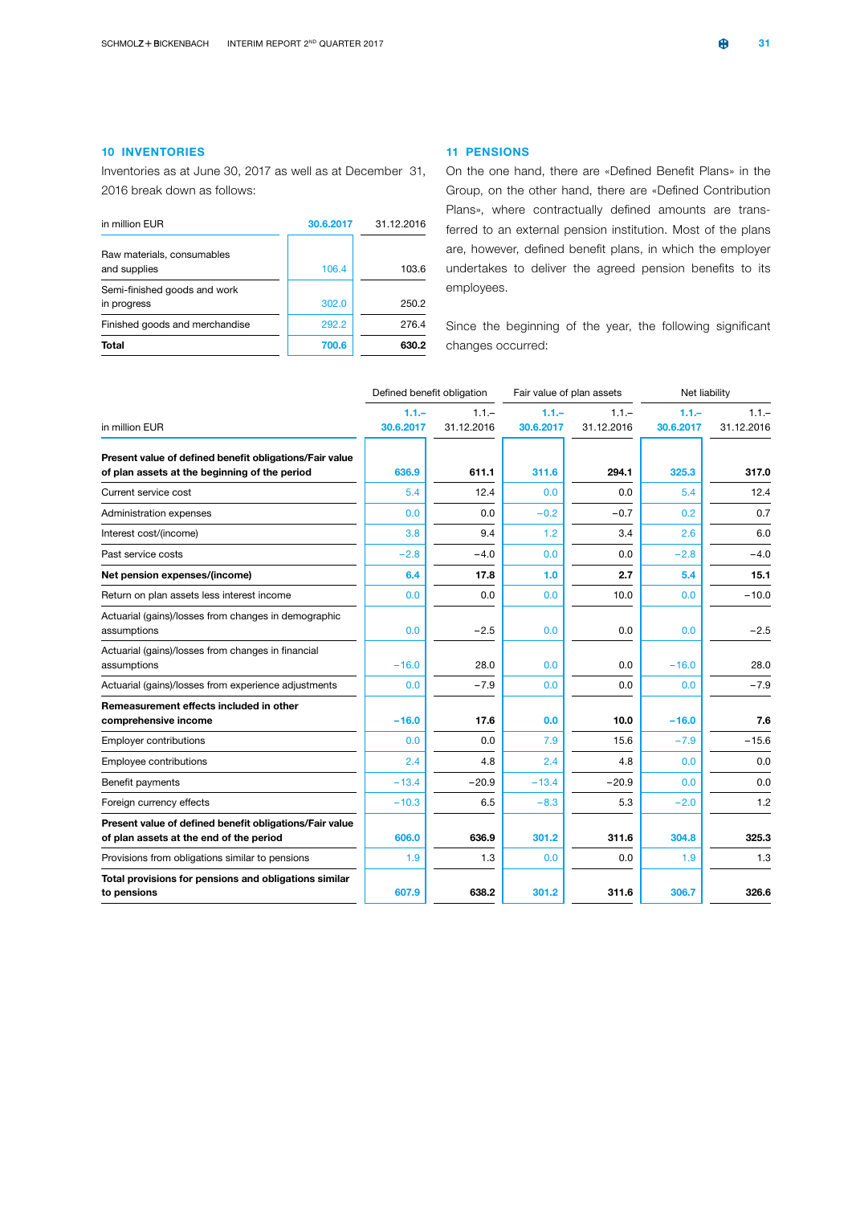## 10 INVENTORIES

Inventories as at June 30, 2017 as well as at December 31, 2016 break down as follows:

| in million EUR | 30.6.2017 | 31.12.2016 |
|---|---|---|
| Raw materials, consumables and supplies | 106.4 | 103.6 |
| Semi-finished goods and work in progress | 302.0 | 250.2 |
| Finished goods and merchandise | 292.2 | 276.4 |
| **Total** | **700.6** | **630.2** |

## 11 PENSIONS

On the one hand, there are «Defined Benefit Plans» in the Group, on the other hand, there are «Defined Contribution Plans», where contractually defined amounts are transferred to an external pension institution. Most of the plans are, however, defined benefit plans, in which the employer undertakes to deliver the agreed pension benefits to its employees.

Since the beginning of the year, the following significant changes occurred:

| | Defined benefit obligation | | Fair value of plan assets | | Net liability | |
|---|---|---|---|---|---|---|
| in million EUR | 1.1.–30.6.2017 | 1.1.–31.12.2016 | 1.1.–30.6.2017 | 1.1.–31.12.2016 | 1.1.–30.6.2017 | 1.1.–31.12.2016 |
| **Present value of defined benefit obligations/Fair value of plan assets at the beginning of the period** | **636.9** | **611.1** | **311.6** | **294.1** | **325.3** | **317.0** |
| Current service cost | 5.4 | 12.4 | 0.0 | 0.0 | 5.4 | 12.4 |
| Administration expenses | 0.0 | 0.0 | −0.2 | −0.7 | 0.2 | 0.7 |
| Interest cost/(income) | 3.8 | 9.4 | 1.2 | 3.4 | 2.6 | 6.0 |
| Past service costs | −2.8 | −4.0 | 0.0 | 0.0 | −2.8 | −4.0 |
| **Net pension expenses/(income)** | **6.4** | **17.8** | **1.0** | **2.7** | **5.4** | **15.1** |
| Return on plan assets less interest income | 0.0 | 0.0 | 0.0 | 10.0 | 0.0 | −10.0 |
| Actuarial (gains)/losses from changes in demographic assumptions | 0.0 | −2.5 | 0.0 | 0.0 | 0.0 | −2.5 |
| Actuarial (gains)/losses from changes in financial assumptions | −16.0 | 28.0 | 0.0 | 0.0 | −16.0 | 28.0 |
| Actuarial (gains)/losses from experience adjustments | 0.0 | −7.9 | 0.0 | 0.0 | 0.0 | −7.9 |
| **Remeasurement effects included in other comprehensive income** | **−16.0** | **17.6** | **0.0** | **10.0** | **−16.0** | **7.6** |
| Employer contributions | 0.0 | 0.0 | 7.9 | 15.6 | −7.9 | −15.6 |
| Employee contributions | 2.4 | 4.8 | 2.4 | 4.8 | 0.0 | 0.0 |
| Benefit payments | −13.4 | −20.9 | −13.4 | −20.9 | 0.0 | 0.0 |
| Foreign currency effects | −10.3 | 6.5 | −8.3 | 5.3 | −2.0 | 1.2 |
| **Present value of defined benefit obligations/Fair value of plan assets at the end of the period** | **606.0** | **636.9** | **301.2** | **311.6** | **304.8** | **325.3** |
| Provisions from obligations similar to pensions | 1.9 | 1.3 | 0.0 | 0.0 | 1.9 | 1.3 |
| **Total provisions for pensions and obligations similar to pensions** | **607.9** | **638.2** | **301.2** | **311.6** | **306.7** | **326.6** |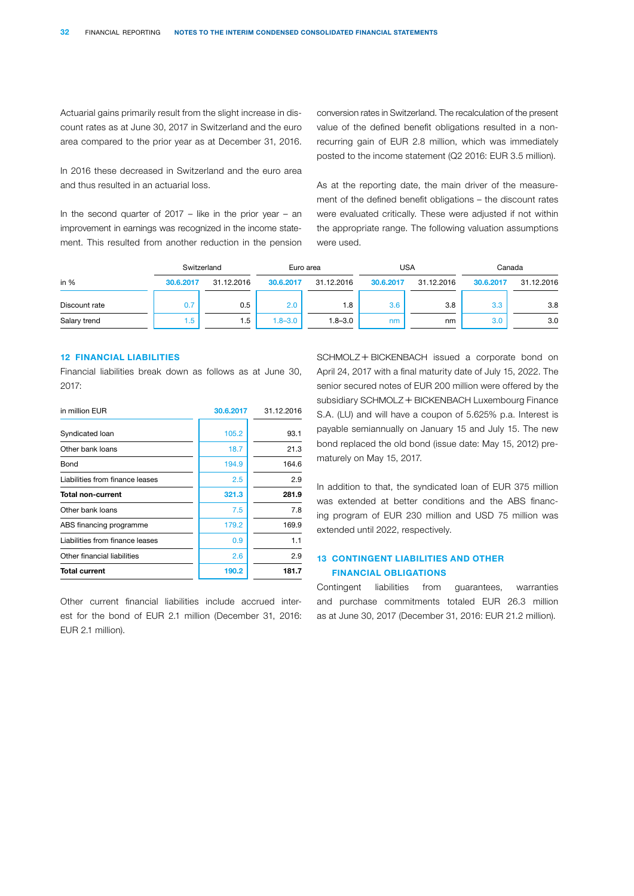Actuarial gains primarily result from the slight increase in discount rates as at June 30, 2017 in Switzerland and the euro area compared to the prior year as at December 31, 2016.

In 2016 these decreased in Switzerland and the euro area and thus resulted in an actuarial loss.

In the second quarter of 2017 – like in the prior year – an improvement in earnings was recognized in the income statement. This resulted from another reduction in the pension conversion rates in Switzerland. The recalculation of the present value of the defined benefit obligations resulted in a nonrecurring gain of EUR 2.8 million, which was immediately posted to the income statement (Q2 2016: EUR 3.5 million).

As at the reporting date, the main driver of the measurement of the defined benefit obligations – the discount rates were evaluated critically. These were adjusted if not within the appropriate range. The following valuation assumptions were used.

| | Switzerland | | Euro area | | USA | | Canada | |
|---|---|---|---|---|---|---|---|---|
| in % | 30.6.2017 | 31.12.2016 | 30.6.2017 | 31.12.2016 | 30.6.2017 | 31.12.2016 | 30.6.2017 | 31.12.2016 |
| Discount rate | 0.7 | 0.5 | 2.0 | 1.8 | 3.6 | 3.8 | 3.3 | 3.8 |
| Salary trend | 1.5 | 1.5 | 1.8–3.0 | 1.8–3.0 | nm | nm | 3.0 | 3.0 |

## 12 FINANCIAL LIABILITIES

Financial liabilities break down as follows as at June 30, 2017:

| in million EUR | 30.6.2017 | 31.12.2016 |
|---|---|---|
| Syndicated loan | 105.2 | 93.1 |
| Other bank loans | 18.7 | 21.3 |
| Bond | 194.9 | 164.6 |
| Liabilities from finance leases | 2.5 | 2.9 |
| **Total non-current** | **321.3** | **281.9** |
| Other bank loans | 7.5 | 7.8 |
| ABS financing programme | 179.2 | 169.9 |
| Liabilities from finance leases | 0.9 | 1.1 |
| Other financial liabilities | 2.6 | 2.9 |
| **Total current** | **190.2** | **181.7** |

Other current financial liabilities include accrued interest for the bond of EUR 2.1 million (December 31, 2016: EUR 2.1 million).

SCHMOLZ + BICKENBACH issued a corporate bond on April 24, 2017 with a final maturity date of July 15, 2022. The senior secured notes of EUR 200 million were offered by the subsidiary SCHMOLZ + BICKENBACH Luxembourg Finance S.A. (LU) and will have a coupon of 5.625% p.a. Interest is payable semiannually on January 15 and July 15. The new bond replaced the old bond (issue date: May 15, 2012) prematurely on May 15, 2017.

In addition to that, the syndicated loan of EUR 375 million was extended at better conditions and the ABS financing program of EUR 230 million and USD 75 million was extended until 2022, respectively.

## 13 CONTINGENT LIABILITIES AND OTHER FINANCIAL OBLIGATIONS

Contingent liabilities from guarantees, warranties and purchase commitments totaled EUR 26.3 million as at June 30, 2017 (December 31, 2016: EUR 21.2 million).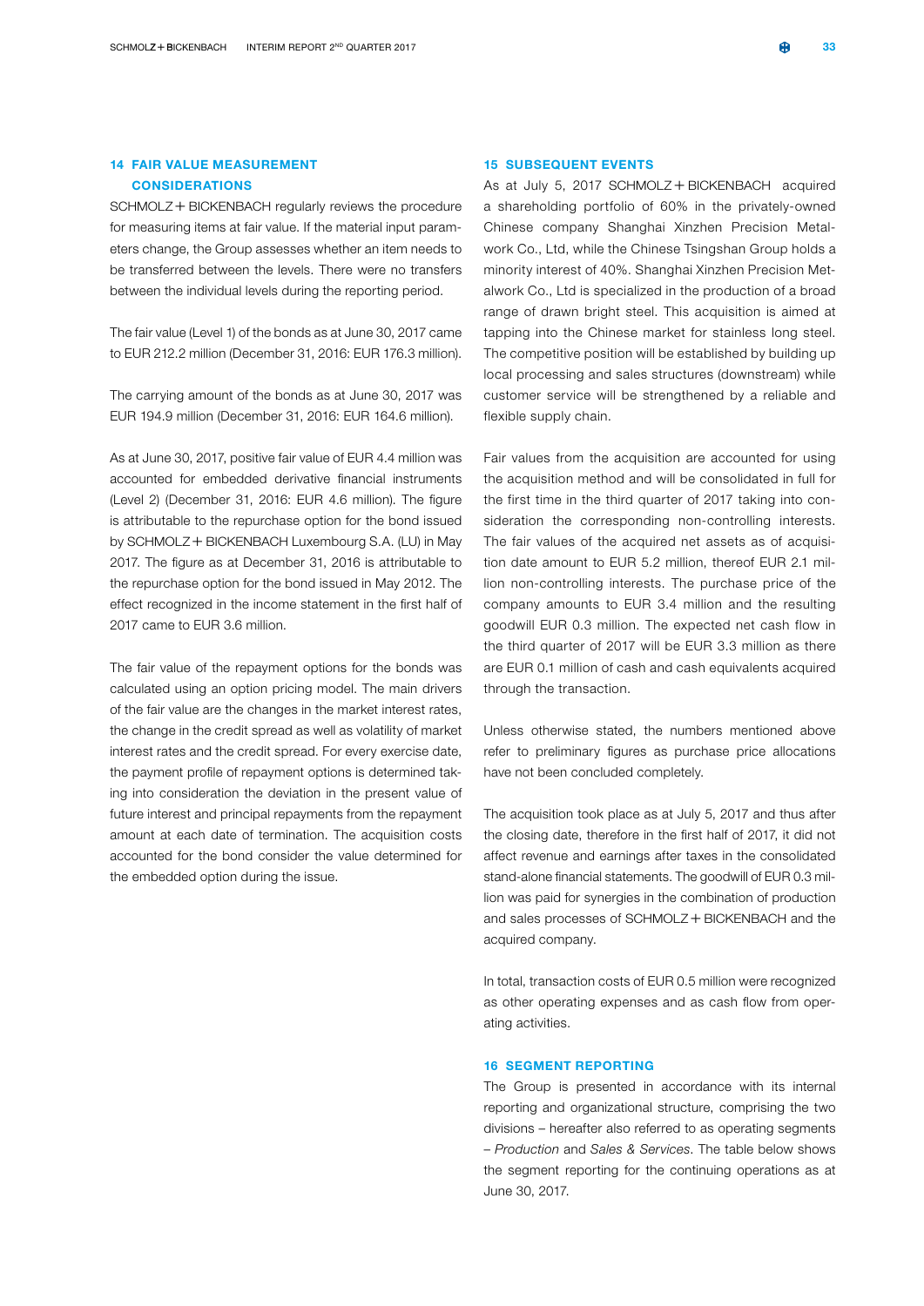## 14 FAIR VALUE MEASUREMENT CONSIDERATIONS

SCHMOLZ + BICKENBACH regularly reviews the procedure for measuring items at fair value. If the material input parameters change, the Group assesses whether an item needs to be transferred between the levels. There were no transfers between the individual levels during the reporting period.

The fair value (Level 1) of the bonds as at June 30, 2017 came to EUR 212.2 million (December 31, 2016: EUR 176.3 million).

The carrying amount of the bonds as at June 30, 2017 was EUR 194.9 million (December 31, 2016: EUR 164.6 million).

As at June 30, 2017, positive fair value of EUR 4.4 million was accounted for embedded derivative financial instruments (Level 2) (December 31, 2016: EUR 4.6 million). The figure is attributable to the repurchase option for the bond issued by SCHMOLZ + BICKENBACH Luxembourg S.A. (LU) in May 2017. The figure as at December 31, 2016 is attributable to the repurchase option for the bond issued in May 2012. The effect recognized in the income statement in the first half of 2017 came to EUR 3.6 million.

The fair value of the repayment options for the bonds was calculated using an option pricing model. The main drivers of the fair value are the changes in the market interest rates, the change in the credit spread as well as volatility of market interest rates and the credit spread. For every exercise date, the payment profile of repayment options is determined taking into consideration the deviation in the present value of future interest and principal repayments from the repayment amount at each date of termination. The acquisition costs accounted for the bond consider the value determined for the embedded option during the issue.

## 15 SUBSEQUENT EVENTS

As at July 5, 2017 SCHMOLZ + BICKENBACH acquired a shareholding portfolio of 60% in the privately-owned Chinese company Shanghai Xinzhen Precision Metalwork Co., Ltd, while the Chinese Tsingshan Group holds a minority interest of 40%. Shanghai Xinzhen Precision Metalwork Co., Ltd is specialized in the production of a broad range of drawn bright steel. This acquisition is aimed at tapping into the Chinese market for stainless long steel. The competitive position will be established by building up local processing and sales structures (downstream) while customer service will be strengthened by a reliable and flexible supply chain.

Fair values from the acquisition are accounted for using the acquisition method and will be consolidated in full for the first time in the third quarter of 2017 taking into consideration the corresponding non-controlling interests. The fair values of the acquired net assets as of acquisition date amount to EUR 5.2 million, thereof EUR 2.1 million non-controlling interests. The purchase price of the company amounts to EUR 3.4 million and the resulting goodwill EUR 0.3 million. The expected net cash flow in the third quarter of 2017 will be EUR 3.3 million as there are EUR 0.1 million of cash and cash equivalents acquired through the transaction.

Unless otherwise stated, the numbers mentioned above refer to preliminary figures as purchase price allocations have not been concluded completely.

The acquisition took place as at July 5, 2017 and thus after the closing date, therefore in the first half of 2017, it did not affect revenue and earnings after taxes in the consolidated stand-alone financial statements. The goodwill of EUR 0.3 million was paid for synergies in the combination of production and sales processes of SCHMOLZ + BICKENBACH and the acquired company.

In total, transaction costs of EUR 0.5 million were recognized as other operating expenses and as cash flow from operating activities.

## 16 SEGMENT REPORTING

The Group is presented in accordance with its internal reporting and organizational structure, comprising the two divisions – hereafter also referred to as operating segments – *Production* and *Sales & Services*. The table below shows the segment reporting for the continuing operations as at June 30, 2017.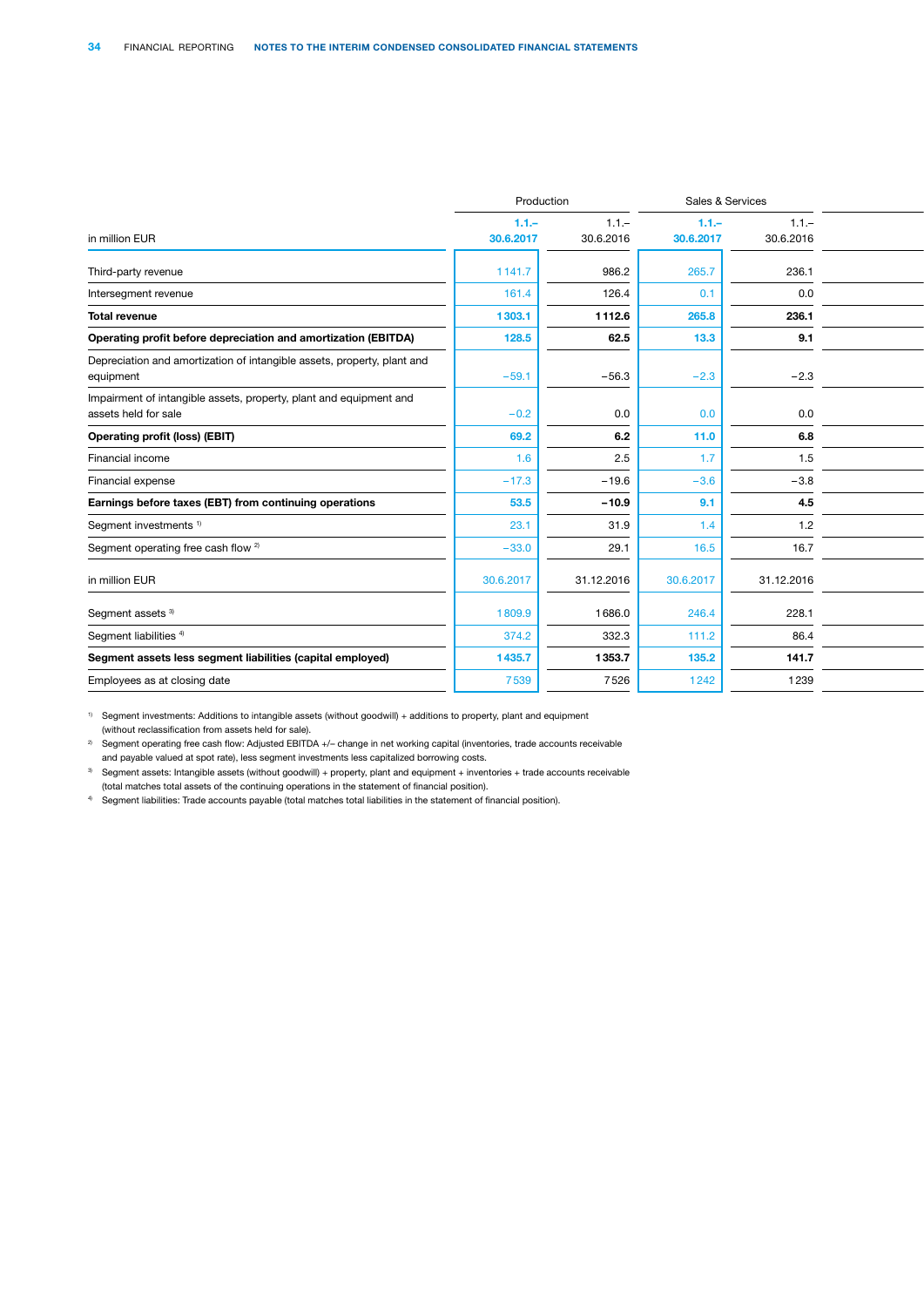| in million EUR | Production | | Sales & Services | |
|---|---|---|---|---|
| | **1.1.–30.6.2017** | 1.1.–30.6.2016 | **1.1.–30.6.2017** | 1.1.–30.6.2016 |
| Third-party revenue | 1141.7 | 986.2 | 265.7 | 236.1 |
| Intersegment revenue | 161.4 | 126.4 | 0.1 | 0.0 |
| **Total revenue** | **1303.1** | **1112.6** | **265.8** | **236.1** |
| **Operating profit before depreciation and amortization (EBITDA)** | **128.5** | **62.5** | **13.3** | **9.1** |
| Depreciation and amortization of intangible assets, property, plant and equipment | −59.1 | −56.3 | −2.3 | −2.3 |
| Impairment of intangible assets, property, plant and equipment and assets held for sale | −0.2 | 0.0 | 0.0 | 0.0 |
| **Operating profit (loss) (EBIT)** | **69.2** | **6.2** | **11.0** | **6.8** |
| Financial income | 1.6 | 2.5 | 1.7 | 1.5 |
| Financial expense | −17.3 | −19.6 | −3.6 | −3.8 |
| **Earnings before taxes (EBT) from continuing operations** | **53.5** | **−10.9** | **9.1** | **4.5** |
| Segment investments [1] | 23.1 | 31.9 | 1.4 | 1.2 |
| Segment operating free cash flow [2] | −33.0 | 29.1 | 16.5 | 16.7 |
| in million EUR | 30.6.2017 | 31.12.2016 | 30.6.2017 | 31.12.2016 |
| Segment assets [3] | 1809.9 | 1686.0 | 246.4 | 228.1 |
| Segment liabilities [4] | 374.2 | 332.3 | 111.2 | 86.4 |
| **Segment assets less segment liabilities (capital employed)** | **1435.7** | **1353.7** | **135.2** | **141.7** |
| Employees as at closing date | 7539 | 7526 | 1242 | 1239 |

[1] Segment investments: Additions to intangible assets (without goodwill) + additions to property, plant and equipment (without reclassification from assets held for sale).

[2] Segment operating free cash flow: Adjusted EBITDA +/– change in net working capital (inventories, trade accounts receivable and payable valued at spot rate), less segment investments less capitalized borrowing costs.

[3] Segment assets: Intangible assets (without goodwill) + property, plant and equipment + inventories + trade accounts receivable (total matches total assets of the continuing operations in the statement of financial position).

[4] Segment liabilities: Trade accounts payable (total matches total liabilities in the statement of financial position).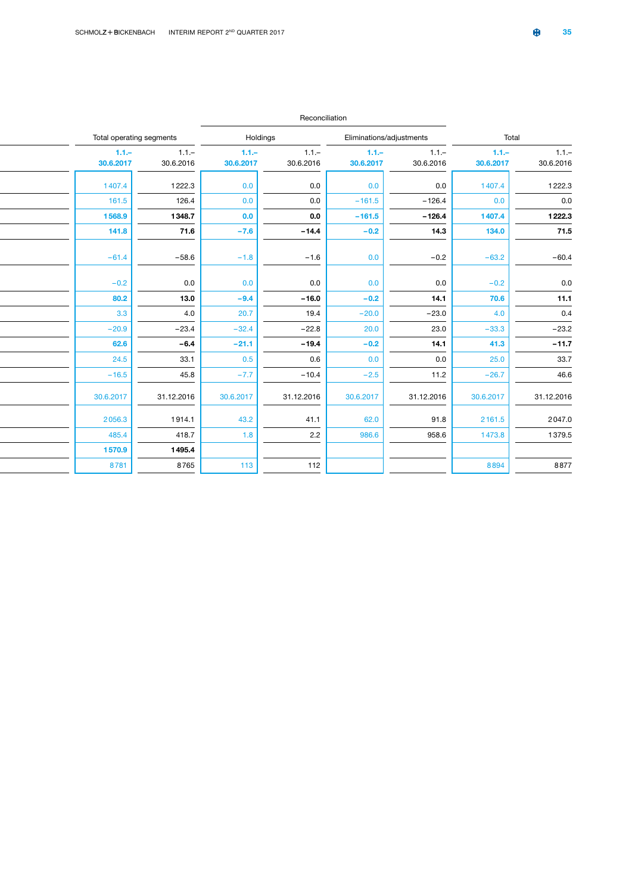|  | Total operating segments | | Reconciliation | | | | Total | |
|---|---|---|---|---|---|---|---|---|
|  |  |  | Holdings | | Eliminations/adjustments | |  |  |
|  | **1.1.–30.6.2017** | 1.1.–30.6.2016 | **1.1.–30.6.2017** | 1.1.–30.6.2016 | **1.1.–30.6.2017** | 1.1.–30.6.2016 | **1.1.–30.6.2017** | 1.1.–30.6.2016 |
|  | 1 407.4 | 1 222.3 | 0.0 | 0.0 | 0.0 | 0.0 | 1 407.4 | 1 222.3 |
|  | 161.5 | 126.4 | 0.0 | 0.0 | −161.5 | −126.4 | 0.0 | 0.0 |
|  | **1 568.9** | **1 348.7** | **0.0** | **0.0** | **−161.5** | **−126.4** | **1 407.4** | **1 222.3** |
|  | **141.8** | **71.6** | **−7.6** | **−14.4** | **−0.2** | **14.3** | **134.0** | **71.5** |
|  | −61.4 | −58.6 | −1.8 | −1.6 | 0.0 | −0.2 | −63.2 | −60.4 |
|  | −0.2 | 0.0 | 0.0 | 0.0 | 0.0 | 0.0 | −0.2 | 0.0 |
|  | **80.2** | **13.0** | **−9.4** | **−16.0** | **−0.2** | **14.1** | **70.6** | **11.1** |
|  | 3.3 | 4.0 | 20.7 | 19.4 | −20.0 | −23.0 | 4.0 | 0.4 |
|  | −20.9 | −23.4 | −32.4 | −22.8 | 20.0 | 23.0 | −33.3 | −23.2 |
|  | **62.6** | **−6.4** | **−21.1** | **−19.4** | **−0.2** | **14.1** | **41.3** | **−11.7** |
|  | 24.5 | 33.1 | 0.5 | 0.6 | 0.0 | 0.0 | 25.0 | 33.7 |
|  | −16.5 | 45.8 | −7.7 | −10.4 | −2.5 | 11.2 | −26.7 | 46.6 |
|  | 30.6.2017 | 31.12.2016 | 30.6.2017 | 31.12.2016 | 30.6.2017 | 31.12.2016 | 30.6.2017 | 31.12.2016 |
|  | 2 056.3 | 1 914.1 | 43.2 | 41.1 | 62.0 | 91.8 | 2 161.5 | 2 047.0 |
|  | 485.4 | 418.7 | 1.8 | 2.2 | 986.6 | 958.6 | 1 473.8 | 1 379.5 |
|  | **1 570.9** | **1 495.4** |  |  |  |  |  |  |
|  | 8 781 | 8 765 | 113 | 112 |  |  | 8 894 | 8 877 |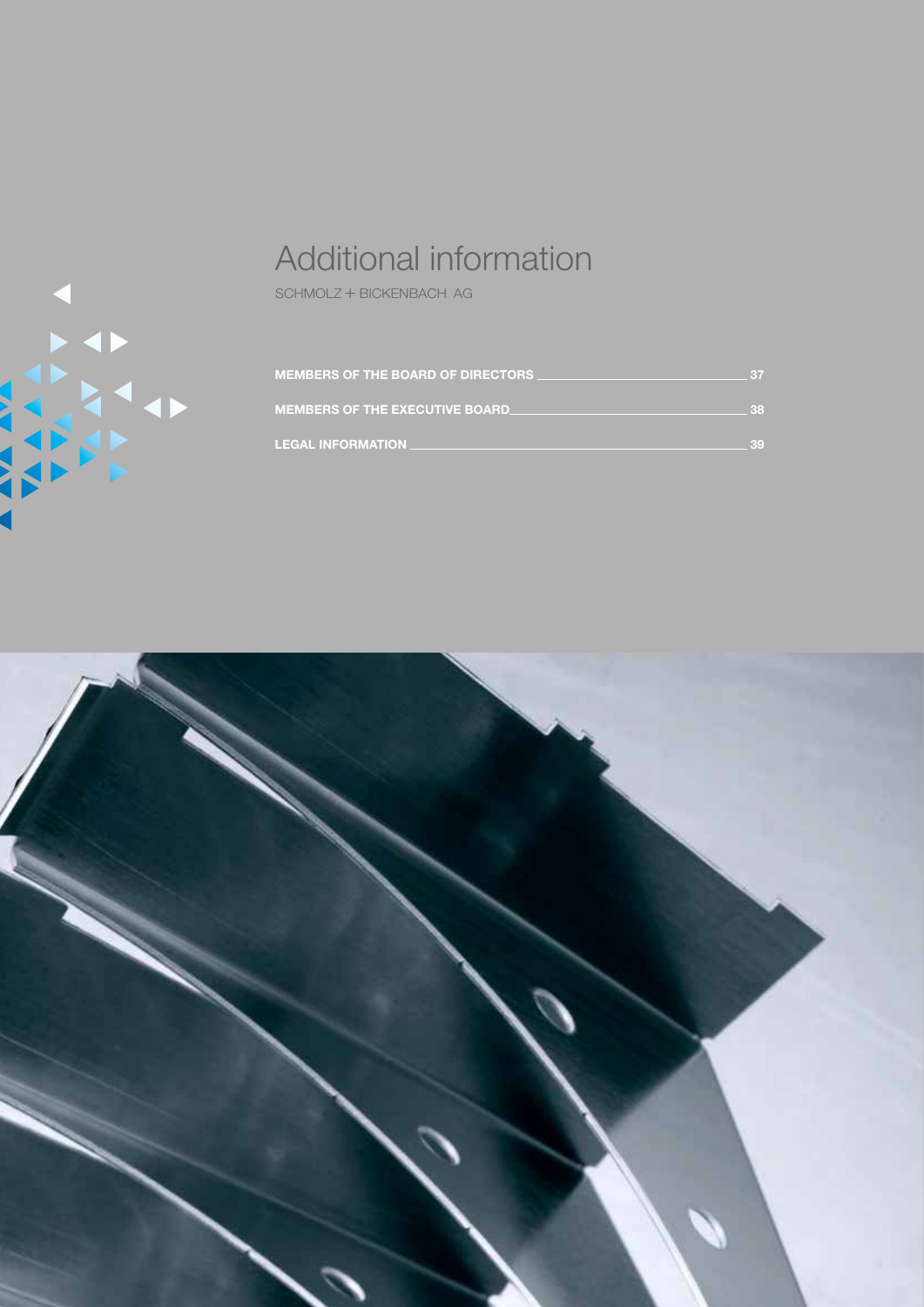# Additional information

SCHMOLZ + BICKENBACH AG

MEMBERS OF THE BOARD OF DIRECTORS 37

MEMBERS OF THE EXECUTIVE BOARD 38

LEGAL INFORMATION 39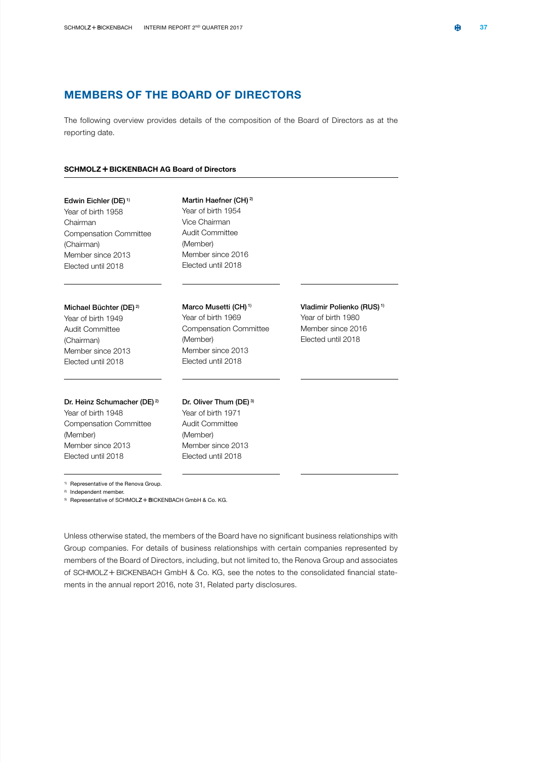# MEMBERS OF THE BOARD OF DIRECTORS

The following overview provides details of the composition of the Board of Directors as at the reporting date.

**SCHMOLZ + BICKENBACH AG Board of Directors**

**Edwin Eichler (DE)** [1]
Year of birth 1958
Chairman
Compensation Committee (Chairman)
Member since 2013
Elected until 2018

**Martin Haefner (CH)** [2]
Year of birth 1954
Vice Chairman
Audit Committee (Member)
Member since 2016
Elected until 2018

**Michael Büchter (DE)** [2]
Year of birth 1949
Audit Committee (Chairman)
Member since 2013
Elected until 2018

**Marco Musetti (CH)** [1]
Year of birth 1969
Compensation Committee (Member)
Member since 2013
Elected until 2018

**Vladimir Polienko (RUS)** [1]
Year of birth 1980
Member since 2016
Elected until 2018

**Dr. Heinz Schumacher (DE)** [2]
Year of birth 1948
Compensation Committee (Member)
Member since 2013
Elected until 2018

**Dr. Oliver Thum (DE)** [3]
Year of birth 1971
Audit Committee (Member)
Member since 2013
Elected until 2018

[1] Representative of the Renova Group.
[2] Independent member.
[3] Representative of SCHMOLZ + BICKENBACH GmbH & Co. KG.

Unless otherwise stated, the members of the Board have no significant business relationships with Group companies. For details of business relationships with certain companies represented by members of the Board of Directors, including, but not limited to, the Renova Group and associates of SCHMOLZ + BICKENBACH GmbH & Co. KG, see the notes to the consolidated financial statements in the annual report 2016, note 31, Related party disclosures.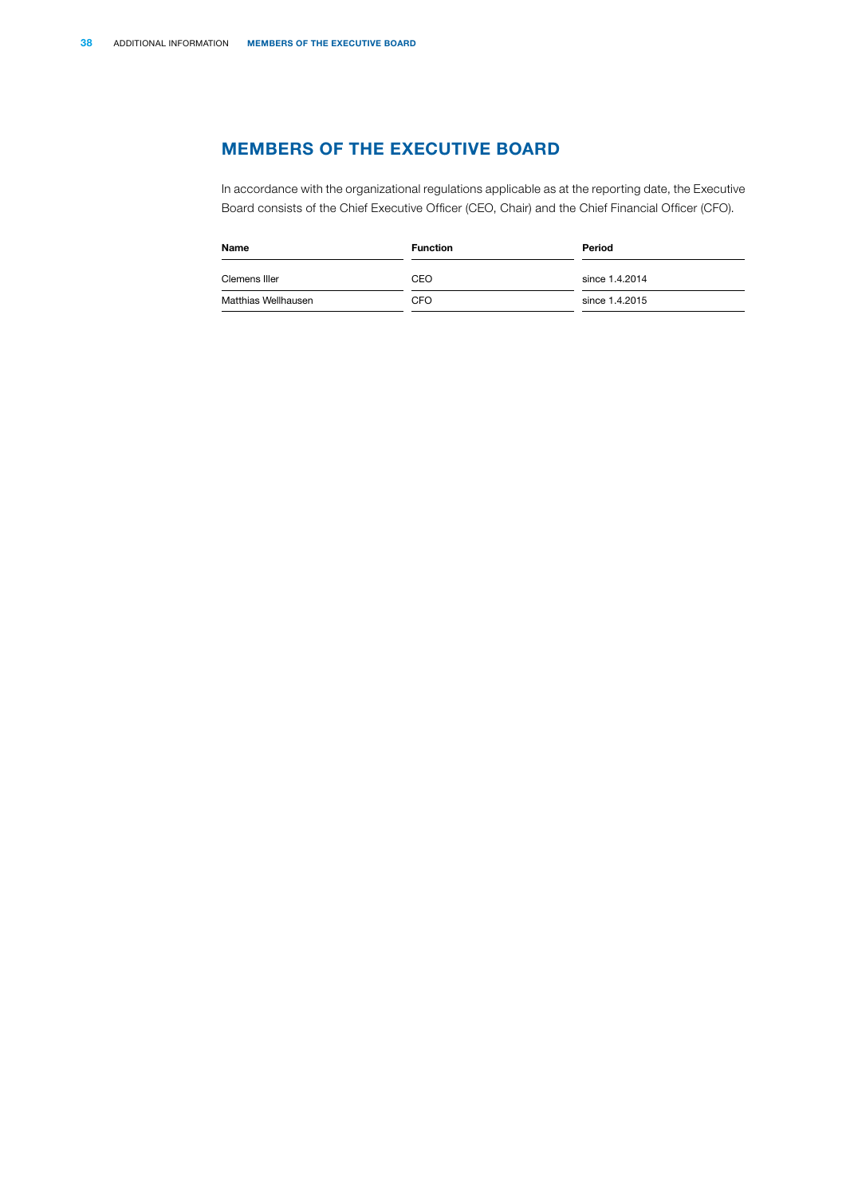# MEMBERS OF THE EXECUTIVE BOARD

In accordance with the organizational regulations applicable as at the reporting date, the Executive Board consists of the Chief Executive Officer (CEO, Chair) and the Chief Financial Officer (CFO).

| Name | Function | Period |
|---|---|---|
| Clemens Iller | CEO | since 1.4.2014 |
| Matthias Wellhausen | CFO | since 1.4.2015 |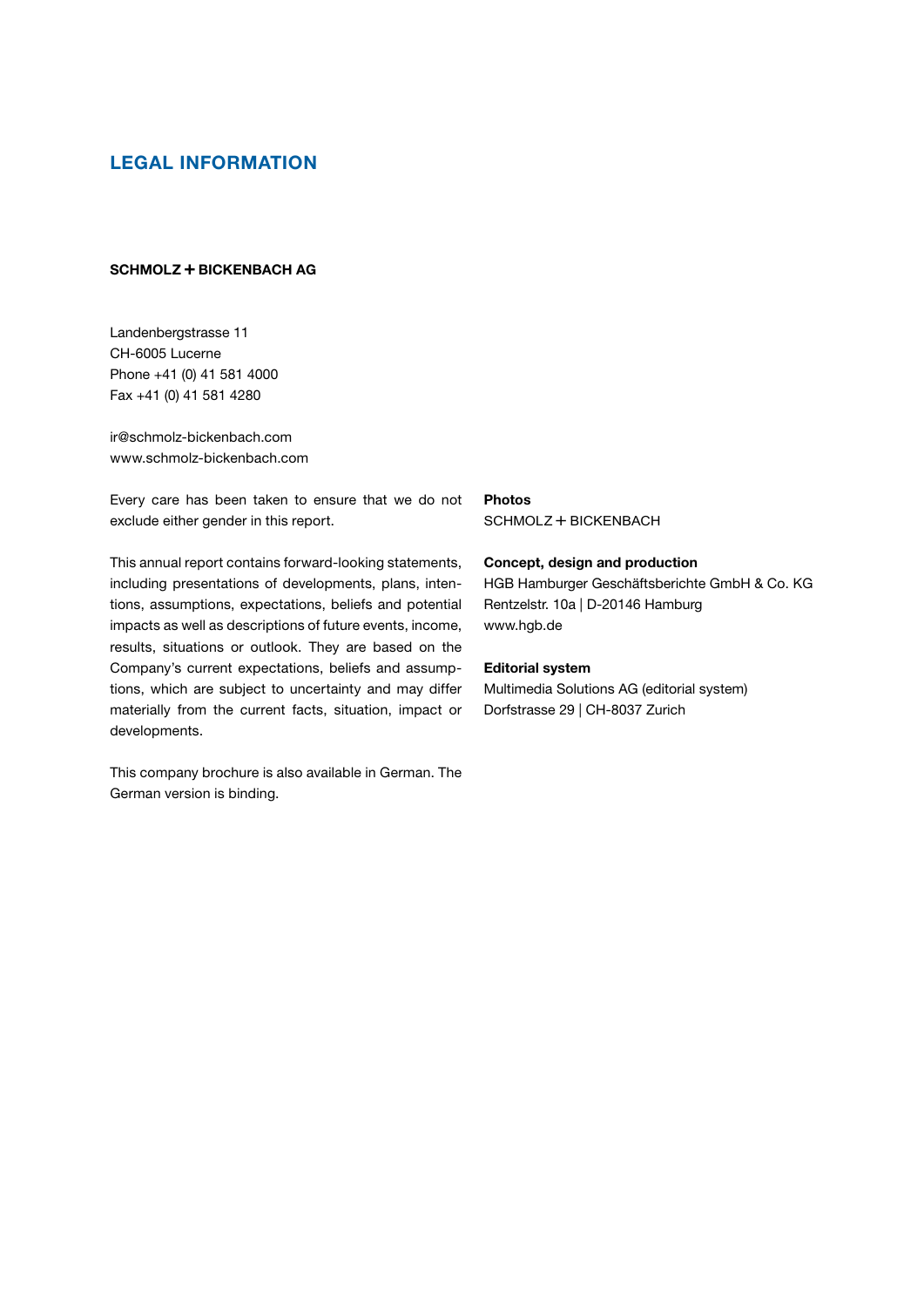# LEGAL INFORMATION

**SCHMOLZ + BICKENBACH AG**

Landenbergstrasse 11
CH-6005 Lucerne
Phone +41 (0) 41 581 4000
Fax +41 (0) 41 581 4280

ir@schmolz-bickenbach.com
www.schmolz-bickenbach.com

Every care has been taken to ensure that we do not exclude either gender in this report.

This annual report contains forward-looking statements, including presentations of developments, plans, intentions, assumptions, expectations, beliefs and potential impacts as well as descriptions of future events, income, results, situations or outlook. They are based on the Company's current expectations, beliefs and assumptions, which are subject to uncertainty and may differ materially from the current facts, situation, impact or developments.

This company brochure is also available in German. The German version is binding.

**Photos**
SCHMOLZ + BICKENBACH

**Concept, design and production**
HGB Hamburger Geschäftsberichte GmbH & Co. KG
Rentzelstr. 10a | D-20146 Hamburg
www.hgb.de

**Editorial system**
Multimedia Solutions AG (editorial system)
Dorfstrasse 29 | CH-8037 Zurich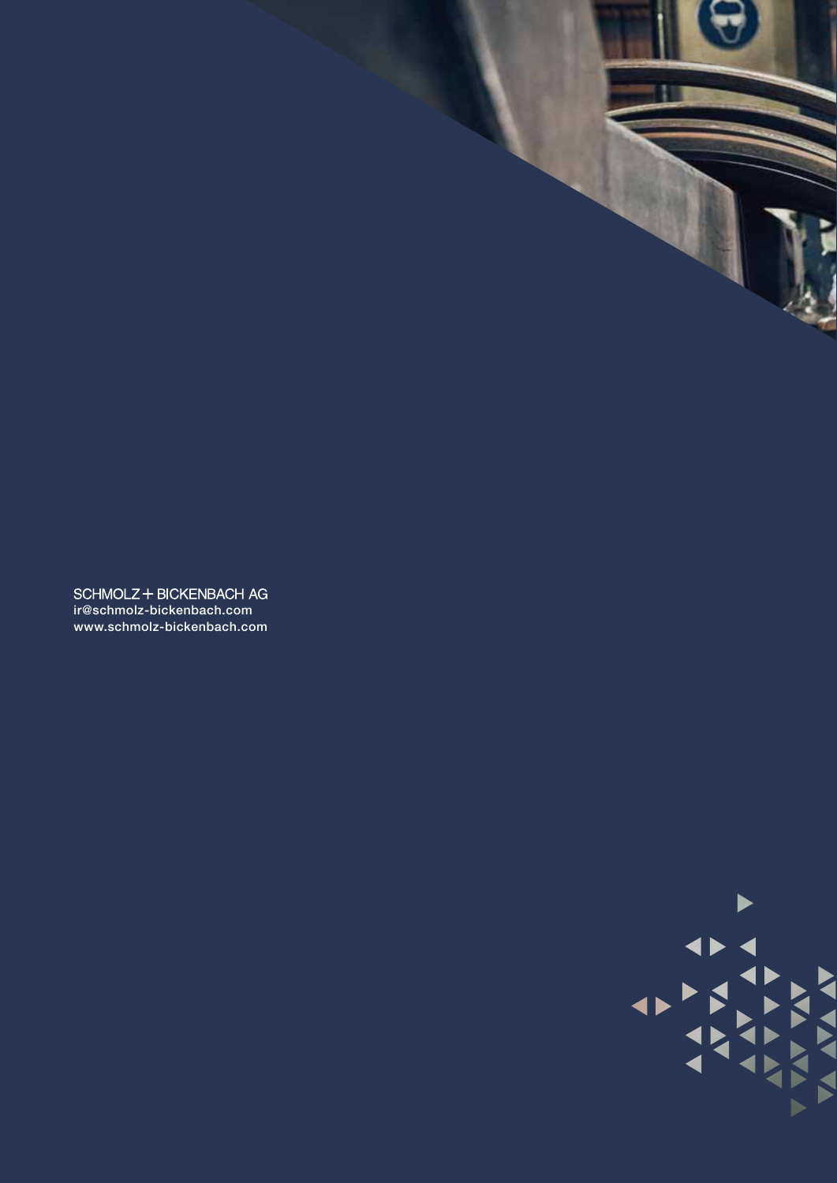SCHMOLZ + BICKENBACH AG
ir@schmolz-bickenbach.com
www.schmolz-bickenbach.com